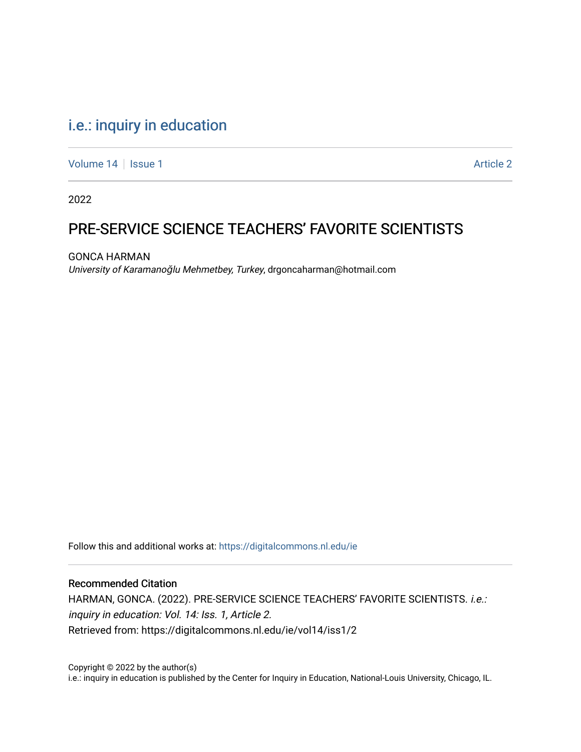i.e.: inquiry in education

Volume 14 | Issue 1 Article 2

2022

# PRE-SERVICE SCIENCE TEACHERS' FAVORITE SCIENTISTS

GONCA HARMAN
*University of Karamanoğlu Mehmetbey, Turkey*, drgoncaharman@hotmail.com

Follow this and additional works at: https://digitalcommons.nl.edu/ie

## Recommended Citation

HARMAN, GONCA. (2022). PRE-SERVICE SCIENCE TEACHERS' FAVORITE SCIENTISTS. *i.e.: inquiry in education: Vol. 14: Iss. 1, Article 2.*
Retrieved from: https://digitalcommons.nl.edu/ie/vol14/iss1/2

Copyright © 2022 by the author(s)
i.e.: inquiry in education is published by the Center for Inquiry in Education, National-Louis University, Chicago, IL.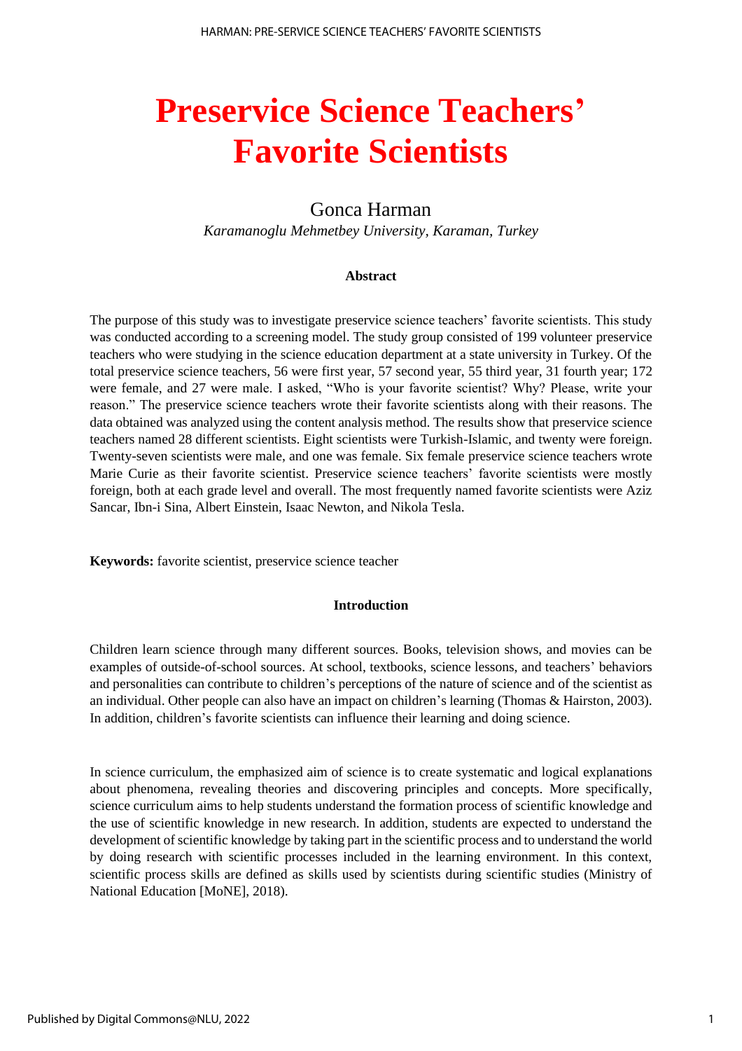# Preservice Science Teachers' Favorite Scientists

Gonca Harman

*Karamanoglu Mehmetbey University, Karaman, Turkey*

### Abstract

The purpose of this study was to investigate preservice science teachers' favorite scientists. This study was conducted according to a screening model. The study group consisted of 199 volunteer preservice teachers who were studying in the science education department at a state university in Turkey. Of the total preservice science teachers, 56 were first year, 57 second year, 55 third year, 31 fourth year; 172 were female, and 27 were male. I asked, "Who is your favorite scientist? Why? Please, write your reason." The preservice science teachers wrote their favorite scientists along with their reasons. The data obtained was analyzed using the content analysis method. The results show that preservice science teachers named 28 different scientists. Eight scientists were Turkish-Islamic, and twenty were foreign. Twenty-seven scientists were male, and one was female. Six female preservice science teachers wrote Marie Curie as their favorite scientist. Preservice science teachers' favorite scientists were mostly foreign, both at each grade level and overall. The most frequently named favorite scientists were Aziz Sancar, Ibn-i Sina, Albert Einstein, Isaac Newton, and Nikola Tesla.

**Keywords:** favorite scientist, preservice science teacher

### Introduction

Children learn science through many different sources. Books, television shows, and movies can be examples of outside-of-school sources. At school, textbooks, science lessons, and teachers' behaviors and personalities can contribute to children's perceptions of the nature of science and of the scientist as an individual. Other people can also have an impact on children's learning (Thomas & Hairston, 2003). In addition, children's favorite scientists can influence their learning and doing science.

In science curriculum, the emphasized aim of science is to create systematic and logical explanations about phenomena, revealing theories and discovering principles and concepts. More specifically, science curriculum aims to help students understand the formation process of scientific knowledge and the use of scientific knowledge in new research. In addition, students are expected to understand the development of scientific knowledge by taking part in the scientific process and to understand the world by doing research with scientific processes included in the learning environment. In this context, scientific process skills are defined as skills used by scientists during scientific studies (Ministry of National Education [MoNE], 2018).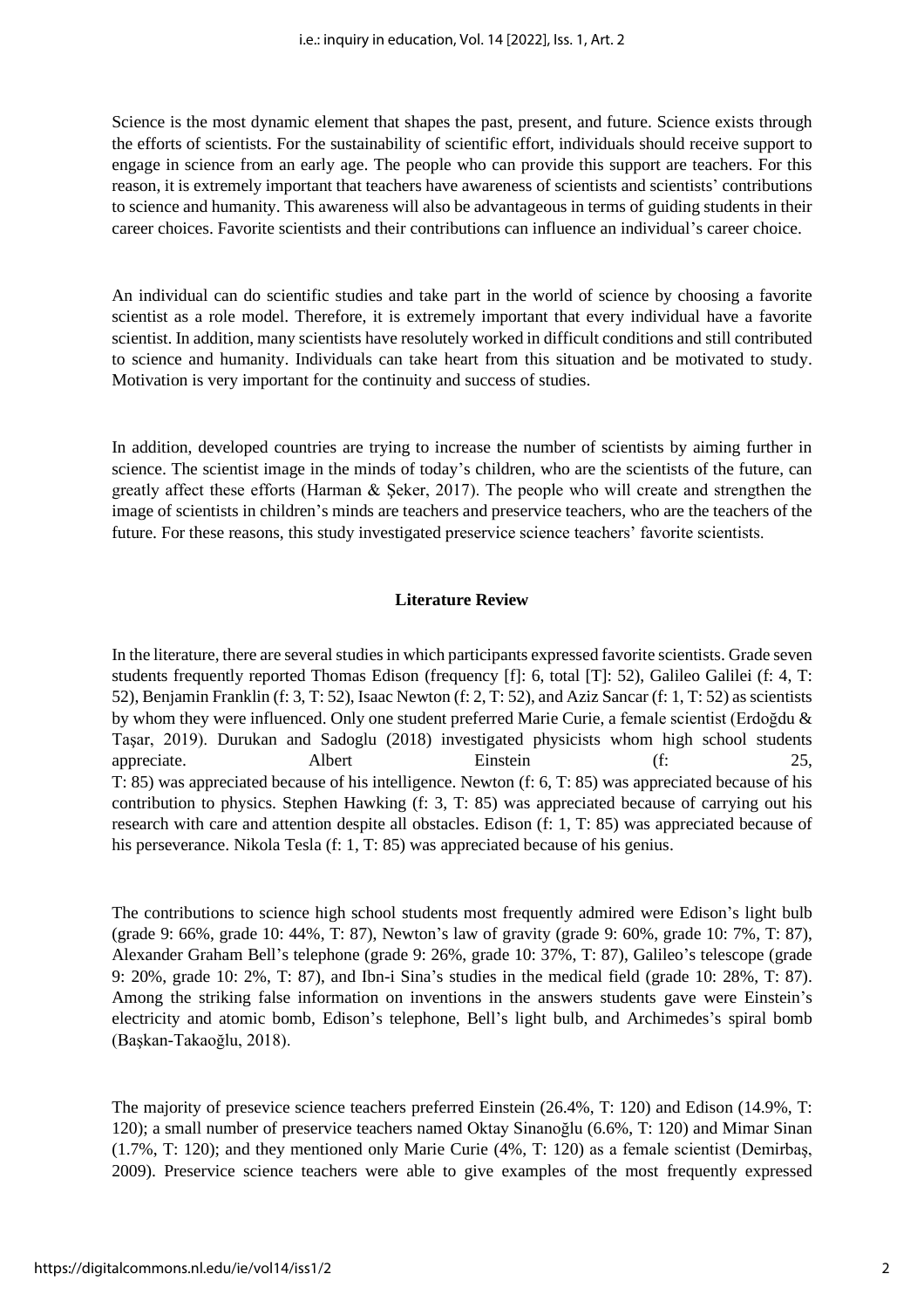Science is the most dynamic element that shapes the past, present, and future. Science exists through the efforts of scientists. For the sustainability of scientific effort, individuals should receive support to engage in science from an early age. The people who can provide this support are teachers. For this reason, it is extremely important that teachers have awareness of scientists and scientists' contributions to science and humanity. This awareness will also be advantageous in terms of guiding students in their career choices. Favorite scientists and their contributions can influence an individual's career choice.

An individual can do scientific studies and take part in the world of science by choosing a favorite scientist as a role model. Therefore, it is extremely important that every individual have a favorite scientist. In addition, many scientists have resolutely worked in difficult conditions and still contributed to science and humanity. Individuals can take heart from this situation and be motivated to study. Motivation is very important for the continuity and success of studies.

In addition, developed countries are trying to increase the number of scientists by aiming further in science. The scientist image in the minds of today's children, who are the scientists of the future, can greatly affect these efforts (Harman & Şeker, 2017). The people who will create and strengthen the image of scientists in children's minds are teachers and preservice teachers, who are the teachers of the future. For these reasons, this study investigated preservice science teachers' favorite scientists.

## Literature Review

In the literature, there are several studies in which participants expressed favorite scientists. Grade seven students frequently reported Thomas Edison (frequency [f]: 6, total [T]: 52), Galileo Galilei (f: 4, T: 52), Benjamin Franklin (f: 3, T: 52), Isaac Newton (f: 2, T: 52), and Aziz Sancar (f: 1, T: 52) as scientists by whom they were influenced. Only one student preferred Marie Curie, a female scientist (Erdoğdu & Taşar, 2019). Durukan and Sadoglu (2018) investigated physicists whom high school students appreciate. Albert Einstein (f: 25, T: 85) was appreciated because of his intelligence. Newton (f: 6, T: 85) was appreciated because of his contribution to physics. Stephen Hawking (f: 3, T: 85) was appreciated because of carrying out his research with care and attention despite all obstacles. Edison (f: 1, T: 85) was appreciated because of his perseverance. Nikola Tesla (f: 1, T: 85) was appreciated because of his genius.

The contributions to science high school students most frequently admired were Edison's light bulb (grade 9: 66%, grade 10: 44%, T: 87), Newton's law of gravity (grade 9: 60%, grade 10: 7%, T: 87), Alexander Graham Bell's telephone (grade 9: 26%, grade 10: 37%, T: 87), Galileo's telescope (grade 9: 20%, grade 10: 2%, T: 87), and Ibn-i Sina's studies in the medical field (grade 10: 28%, T: 87). Among the striking false information on inventions in the answers students gave were Einstein's electricity and atomic bomb, Edison's telephone, Bell's light bulb, and Archimedes's spiral bomb (Başkan-Takaoğlu, 2018).

The majority of presevice science teachers preferred Einstein (26.4%, T: 120) and Edison (14.9%, T: 120); a small number of preservice teachers named Oktay Sinanoğlu (6.6%, T: 120) and Mimar Sinan (1.7%, T: 120); and they mentioned only Marie Curie (4%, T: 120) as a female scientist (Demirbaş, 2009). Preservice science teachers were able to give examples of the most frequently expressed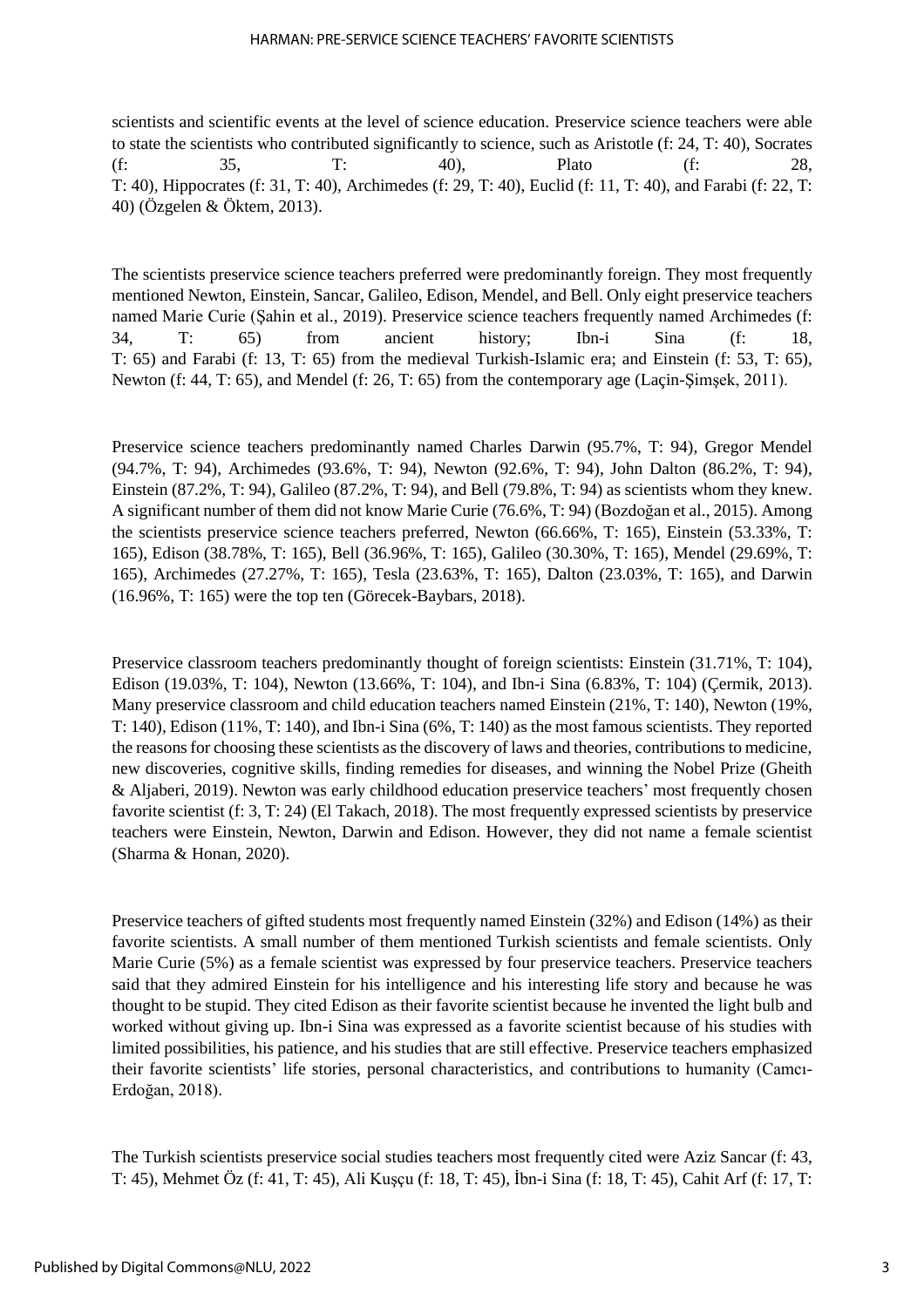scientists and scientific events at the level of science education. Preservice science teachers were able to state the scientists who contributed significantly to science, such as Aristotle (f: 24, T: 40), Socrates (f: 35, T: 40), Plato (f: 28, T: 40), Hippocrates (f: 31, T: 40), Archimedes (f: 29, T: 40), Euclid (f: 11, T: 40), and Farabi (f: 22, T: 40) (Özgelen & Öktem, 2013).

The scientists preservice science teachers preferred were predominantly foreign. They most frequently mentioned Newton, Einstein, Sancar, Galileo, Edison, Mendel, and Bell. Only eight preservice teachers named Marie Curie (Şahin et al., 2019). Preservice science teachers frequently named Archimedes (f: 34, T: 65) from ancient history; Ibn-i Sina (f: 18, T: 65) and Farabi (f: 13, T: 65) from the medieval Turkish-Islamic era; and Einstein (f: 53, T: 65), Newton (f: 44, T: 65), and Mendel (f: 26, T: 65) from the contemporary age (Laçin-Şimşek, 2011).

Preservice science teachers predominantly named Charles Darwin (95.7%, T: 94), Gregor Mendel (94.7%, T: 94), Archimedes (93.6%, T: 94), Newton (92.6%, T: 94), John Dalton (86.2%, T: 94), Einstein (87.2%, T: 94), Galileo (87.2%, T: 94), and Bell (79.8%, T: 94) as scientists whom they knew. A significant number of them did not know Marie Curie (76.6%, T: 94) (Bozdoğan et al., 2015). Among the scientists preservice science teachers preferred, Newton (66.66%, T: 165), Einstein (53.33%, T: 165), Edison (38.78%, T: 165), Bell (36.96%, T: 165), Galileo (30.30%, T: 165), Mendel (29.69%, T: 165), Archimedes (27.27%, T: 165), Tesla (23.63%, T: 165), Dalton (23.03%, T: 165), and Darwin (16.96%, T: 165) were the top ten (Görecek-Baybars, 2018).

Preservice classroom teachers predominantly thought of foreign scientists: Einstein (31.71%, T: 104), Edison (19.03%, T: 104), Newton (13.66%, T: 104), and Ibn-i Sina (6.83%, T: 104) (Çermik, 2013). Many preservice classroom and child education teachers named Einstein (21%, T: 140), Newton (19%, T: 140), Edison (11%, T: 140), and Ibn-i Sina (6%, T: 140) as the most famous scientists. They reported the reasons for choosing these scientists as the discovery of laws and theories, contributions to medicine, new discoveries, cognitive skills, finding remedies for diseases, and winning the Nobel Prize (Gheith & Aljaberi, 2019). Newton was early childhood education preservice teachers' most frequently chosen favorite scientist (f: 3, T: 24) (El Takach, 2018). The most frequently expressed scientists by preservice teachers were Einstein, Newton, Darwin and Edison. However, they did not name a female scientist (Sharma & Honan, 2020).

Preservice teachers of gifted students most frequently named Einstein (32%) and Edison (14%) as their favorite scientists. A small number of them mentioned Turkish scientists and female scientists. Only Marie Curie (5%) as a female scientist was expressed by four preservice teachers. Preservice teachers said that they admired Einstein for his intelligence and his interesting life story and because he was thought to be stupid. They cited Edison as their favorite scientist because he invented the light bulb and worked without giving up. Ibn-i Sina was expressed as a favorite scientist because of his studies with limited possibilities, his patience, and his studies that are still effective. Preservice teachers emphasized their favorite scientists' life stories, personal characteristics, and contributions to humanity (Camcı-Erdoğan, 2018).

The Turkish scientists preservice social studies teachers most frequently cited were Aziz Sancar (f: 43, T: 45), Mehmet Öz (f: 41, T: 45), Ali Kuşçu (f: 18, T: 45), İbn-i Sina (f: 18, T: 45), Cahit Arf (f: 17, T: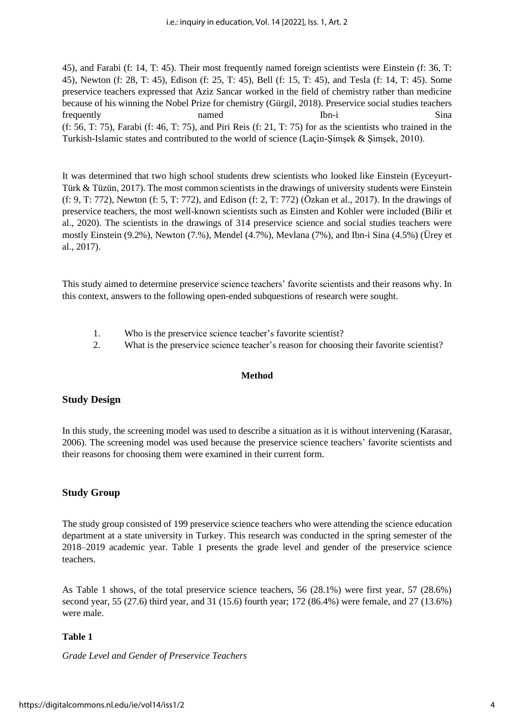45), and Farabi (f: 14, T: 45). Their most frequently named foreign scientists were Einstein (f: 36, T: 45), Newton (f: 28, T: 45), Edison (f: 25, T: 45), Bell (f: 15, T: 45), and Tesla (f: 14, T: 45). Some preservice teachers expressed that Aziz Sancar worked in the field of chemistry rather than medicine because of his winning the Nobel Prize for chemistry (Gürgil, 2018). Preservice social studies teachers frequently named Ibn-i Sina (f: 56, T: 75), Farabi (f: 46, T: 75), and Piri Reis (f: 21, T: 75) for as the scientists who trained in the Turkish-Islamic states and contributed to the world of science (Laçin-Şimşek & Şimşek, 2010).

It was determined that two high school students drew scientists who looked like Einstein (Eyceyurt-Türk & Tüzün, 2017). The most common scientists in the drawings of university students were Einstein (f: 9, T: 772), Newton (f: 5, T: 772), and Edison (f: 2, T: 772) (Özkan et al., 2017). In the drawings of preservice teachers, the most well-known scientists such as Einsten and Kohler were included (Bilir et al., 2020). The scientists in the drawings of 314 preservice science and social studies teachers were mostly Einstein (9.2%), Newton (7.%), Mendel (4.7%), Mevlana (7%), and Ibn-i Sina (4.5%) (Ürey et al., 2017).

This study aimed to determine preservice science teachers' favorite scientists and their reasons why. In this context, answers to the following open-ended subquestions of research were sought.

1. Who is the preservice science teacher's favorite scientist?
2. What is the preservice science teacher's reason for choosing their favorite scientist?

## Method

### Study Design

In this study, the screening model was used to describe a situation as it is without intervening (Karasar, 2006). The screening model was used because the preservice science teachers' favorite scientists and their reasons for choosing them were examined in their current form.

### Study Group

The study group consisted of 199 preservice science teachers who were attending the science education department at a state university in Turkey. This research was conducted in the spring semester of the 2018–2019 academic year. Table 1 presents the grade level and gender of the preservice science teachers.

As Table 1 shows, of the total preservice science teachers, 56 (28.1%) were first year, 57 (28.6%) second year, 55 (27.6) third year, and 31 (15.6) fourth year; 172 (86.4%) were female, and 27 (13.6%) were male.

**Table 1**

*Grade Level and Gender of Preservice Teachers*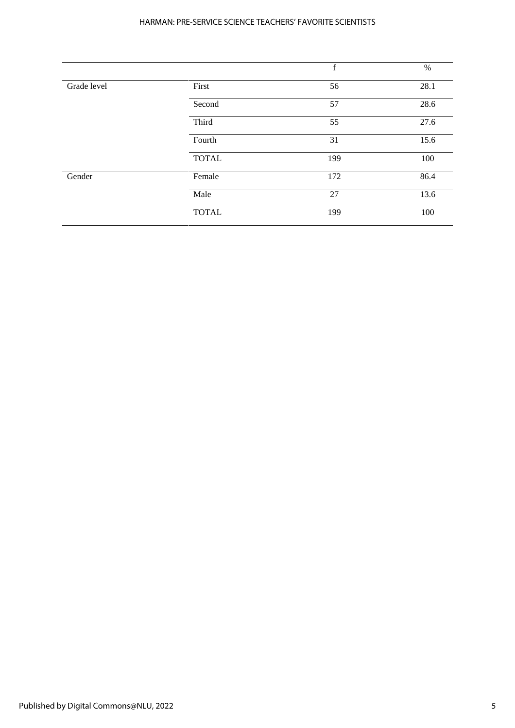| | | f | % |
|---|---|---|---|
| Grade level | First | 56 | 28.1 |
| | Second | 57 | 28.6 |
| | Third | 55 | 27.6 |
| | Fourth | 31 | 15.6 |
| | TOTAL | 199 | 100 |
| Gender | Female | 172 | 86.4 |
| | Male | 27 | 13.6 |
| | TOTAL | 199 | 100 |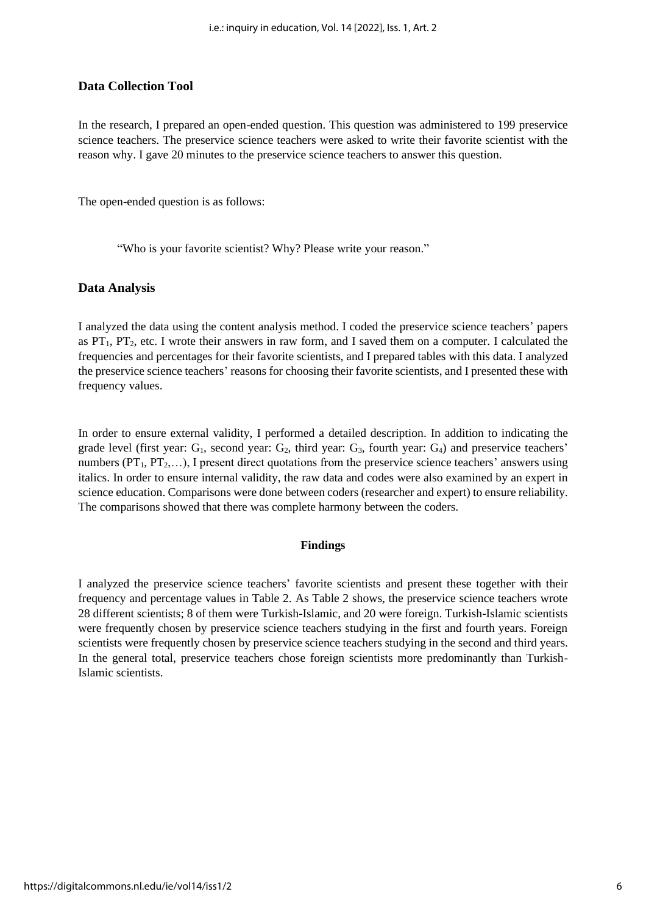## Data Collection Tool

In the research, I prepared an open-ended question. This question was administered to 199 preservice science teachers. The preservice science teachers were asked to write their favorite scientist with the reason why. I gave 20 minutes to the preservice science teachers to answer this question.

The open-ended question is as follows:

> "Who is your favorite scientist? Why? Please write your reason."

## Data Analysis

I analyzed the data using the content analysis method. I coded the preservice science teachers' papers as $PT_1$, $PT_2$, etc. I wrote their answers in raw form, and I saved them on a computer. I calculated the frequencies and percentages for their favorite scientists, and I prepared tables with this data. I analyzed the preservice science teachers' reasons for choosing their favorite scientists, and I presented these with frequency values.

In order to ensure external validity, I performed a detailed description. In addition to indicating the grade level (first year: $G_1$, second year: $G_2$, third year: $G_3$, fourth year: $G_4$) and preservice teachers' numbers ($PT_1$, $PT_2$,…), I present direct quotations from the preservice science teachers' answers using italics. In order to ensure internal validity, the raw data and codes were also examined by an expert in science education. Comparisons were done between coders (researcher and expert) to ensure reliability. The comparisons showed that there was complete harmony between the coders.

## Findings

I analyzed the preservice science teachers' favorite scientists and present these together with their frequency and percentage values in Table 2. As Table 2 shows, the preservice science teachers wrote 28 different scientists; 8 of them were Turkish-Islamic, and 20 were foreign. Turkish-Islamic scientists were frequently chosen by preservice science teachers studying in the first and fourth years. Foreign scientists were frequently chosen by preservice science teachers studying in the second and third years. In the general total, preservice teachers chose foreign scientists more predominantly than Turkish-Islamic scientists.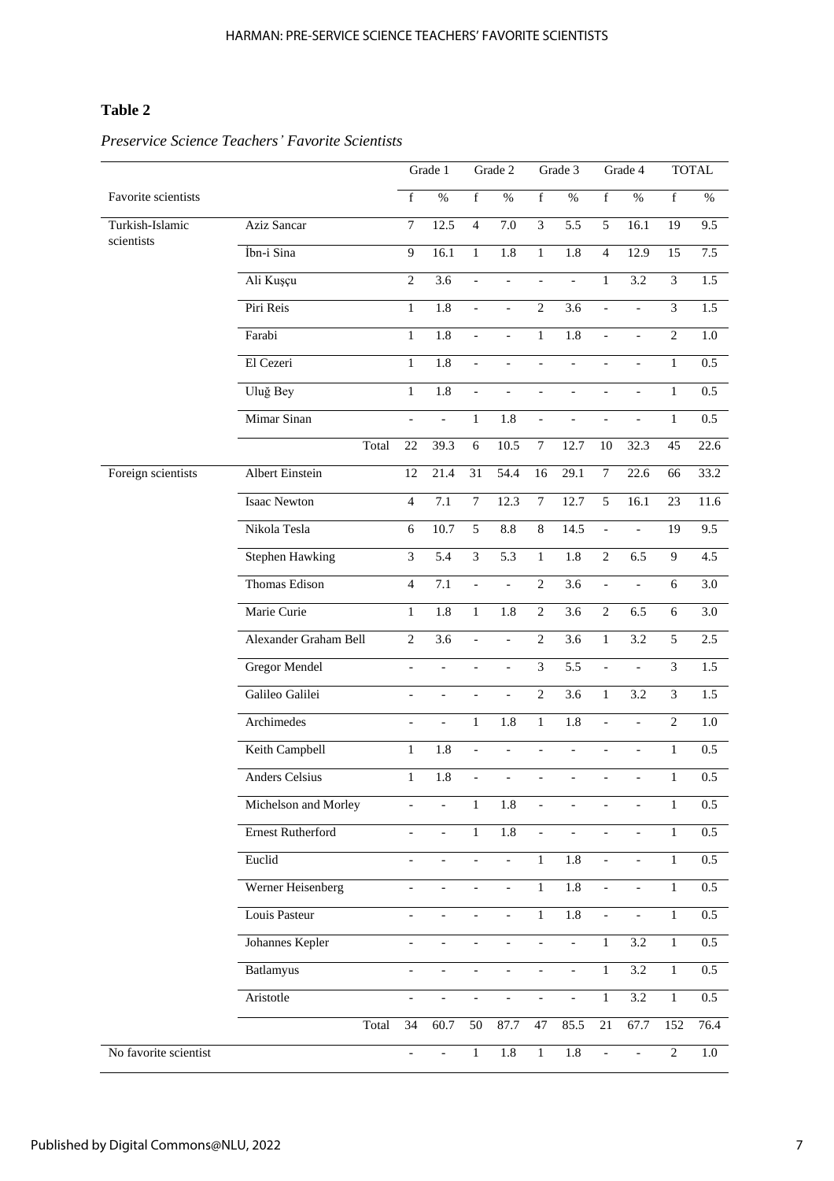**Table 2**

*Preservice Science Teachers' Favorite Scientists*

| Favorite scientists | | Grade 1 | | Grade 2 | | Grade 3 | | Grade 4 | | TOTAL | |
|---|---|---|---|---|---|---|---|---|---|---|---|
| | | f | % | f | % | f | % | f | % | f | % |
| Turkish-Islamic scientists | Aziz Sancar | 7 | 12.5 | 4 | 7.0 | 3 | 5.5 | 5 | 16.1 | 19 | 9.5 |
| | İbn-i Sina | 9 | 16.1 | 1 | 1.8 | 1 | 1.8 | 4 | 12.9 | 15 | 7.5 |
| | Ali Kuşçu | 2 | 3.6 | - | - | - | - | 1 | 3.2 | 3 | 1.5 |
| | Piri Reis | 1 | 1.8 | - | - | 2 | 3.6 | - | - | 3 | 1.5 |
| | Farabi | 1 | 1.8 | - | - | 1 | 1.8 | - | - | 2 | 1.0 |
| | El Cezeri | 1 | 1.8 | - | - | - | - | - | - | 1 | 0.5 |
| | Uluğ Bey | 1 | 1.8 | - | - | - | - | - | - | 1 | 0.5 |
| | Mimar Sinan | - | - | 1 | 1.8 | - | - | - | - | 1 | 0.5 |
| | Total | 22 | 39.3 | 6 | 10.5 | 7 | 12.7 | 10 | 32.3 | 45 | 22.6 |
| Foreign scientists | Albert Einstein | 12 | 21.4 | 31 | 54.4 | 16 | 29.1 | 7 | 22.6 | 66 | 33.2 |
| | Isaac Newton | 4 | 7.1 | 7 | 12.3 | 7 | 12.7 | 5 | 16.1 | 23 | 11.6 |
| | Nikola Tesla | 6 | 10.7 | 5 | 8.8 | 8 | 14.5 | - | - | 19 | 9.5 |
| | Stephen Hawking | 3 | 5.4 | 3 | 5.3 | 1 | 1.8 | 2 | 6.5 | 9 | 4.5 |
| | Thomas Edison | 4 | 7.1 | - | - | 2 | 3.6 | - | - | 6 | 3.0 |
| | Marie Curie | 1 | 1.8 | 1 | 1.8 | 2 | 3.6 | 2 | 6.5 | 6 | 3.0 |
| | Alexander Graham Bell | 2 | 3.6 | - | - | 2 | 3.6 | 1 | 3.2 | 5 | 2.5 |
| | Gregor Mendel | - | - | - | - | 3 | 5.5 | - | - | 3 | 1.5 |
| | Galileo Galilei | - | - | - | - | 2 | 3.6 | 1 | 3.2 | 3 | 1.5 |
| | Archimedes | - | - | 1 | 1.8 | 1 | 1.8 | - | - | 2 | 1.0 |
| | Keith Campbell | 1 | 1.8 | - | - | - | - | - | - | 1 | 0.5 |
| | Anders Celsius | 1 | 1.8 | - | - | - | - | - | - | 1 | 0.5 |
| | Michelson and Morley | - | - | 1 | 1.8 | - | - | - | - | 1 | 0.5 |
| | Ernest Rutherford | - | - | 1 | 1.8 | - | - | - | - | 1 | 0.5 |
| | Euclid | - | - | - | - | 1 | 1.8 | - | - | 1 | 0.5 |
| | Werner Heisenberg | - | - | - | - | 1 | 1.8 | - | - | 1 | 0.5 |
| | Louis Pasteur | - | - | - | - | 1 | 1.8 | - | - | 1 | 0.5 |
| | Johannes Kepler | - | - | - | - | - | - | 1 | 3.2 | 1 | 0.5 |
| | Batlamyus | - | - | - | - | - | - | 1 | 3.2 | 1 | 0.5 |
| | Aristotle | - | - | - | - | - | - | 1 | 3.2 | 1 | 0.5 |
| | Total | 34 | 60.7 | 50 | 87.7 | 47 | 85.5 | 21 | 67.7 | 152 | 76.4 |
| No favorite scientist | | - | - | 1 | 1.8 | 1 | 1.8 | - | - | 2 | 1.0 |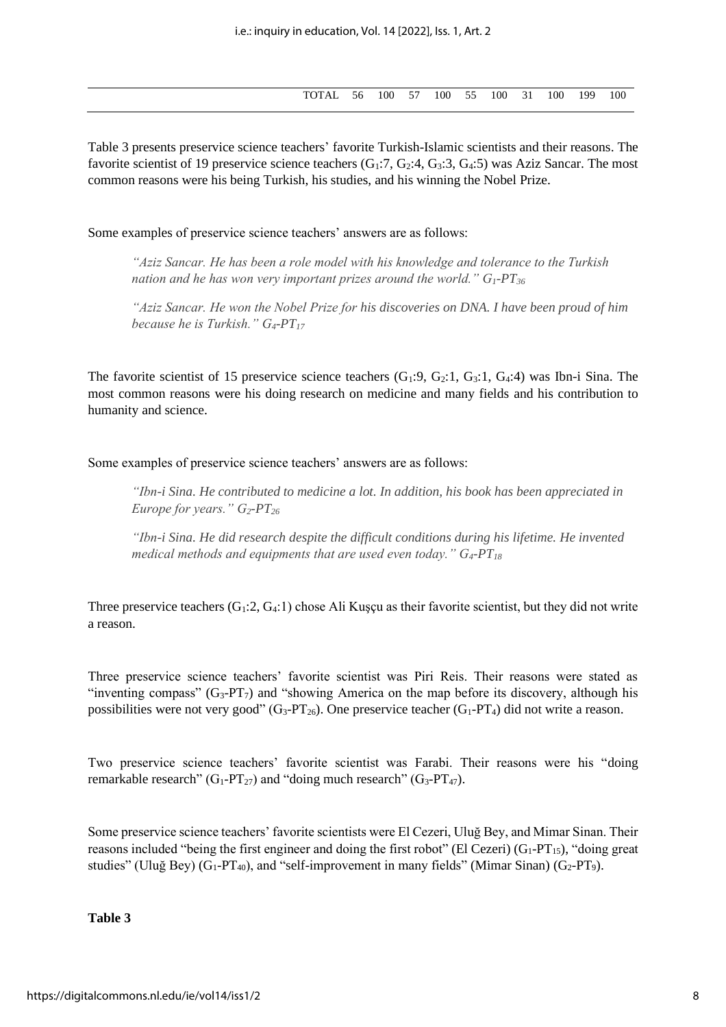| | TOTAL | 56 | 100 | 57 | 100 | 55 | 100 | 31 | 100 | 199 | 100 |
|---|---|---|---|---|---|---|---|---|---|---|---|

Table 3 presents preservice science teachers' favorite Turkish-Islamic scientists and their reasons. The favorite scientist of 19 preservice science teachers ($G_1$:7, $G_2$:4, $G_3$:3, $G_4$:5) was Aziz Sancar. The most common reasons were his being Turkish, his studies, and his winning the Nobel Prize.

Some examples of preservice science teachers' answers are as follows:

> *"Aziz Sancar. He has been a role model with his knowledge and tolerance to the Turkish nation and he has won very important prizes around the world."* $G_1$-$PT_{36}$

> *"Aziz Sancar. He won the Nobel Prize for his discoveries on DNA. I have been proud of him because he is Turkish."* $G_4$-$PT_{17}$

The favorite scientist of 15 preservice science teachers ($G_1$:9, $G_2$:1, $G_3$:1, $G_4$:4) was Ibn-i Sina. The most common reasons were his doing research on medicine and many fields and his contribution to humanity and science.

Some examples of preservice science teachers' answers are as follows:

> *"Ibn-i Sina. He contributed to medicine a lot. In addition, his book has been appreciated in Europe for years."* $G_2$-$PT_{26}$

> *"Ibn-i Sina. He did research despite the difficult conditions during his lifetime. He invented medical methods and equipments that are used even today."* $G_4$-$PT_{18}$

Three preservice teachers ($G_1$:2, $G_4$:1) chose Ali Kuşçu as their favorite scientist, but they did not write a reason.

Three preservice science teachers' favorite scientist was Piri Reis. Their reasons were stated as "inventing compass" ($G_3$-$PT_7$) and "showing America on the map before its discovery, although his possibilities were not very good" ($G_3$-$PT_{26}$). One preservice teacher ($G_1$-$PT_4$) did not write a reason.

Two preservice science teachers' favorite scientist was Farabi. Their reasons were his "doing remarkable research" ($G_1$-$PT_{27}$) and "doing much research" ($G_3$-$PT_{47}$).

Some preservice science teachers' favorite scientists were El Cezeri, Uluğ Bey, and Mimar Sinan. Their reasons included "being the first engineer and doing the first robot" (El Cezeri) ($G_1$-$PT_{15}$), "doing great studies" (Uluğ Bey) ($G_1$-$PT_{40}$), and "self-improvement in many fields" (Mimar Sinan) ($G_2$-$PT_9$).

**Table 3**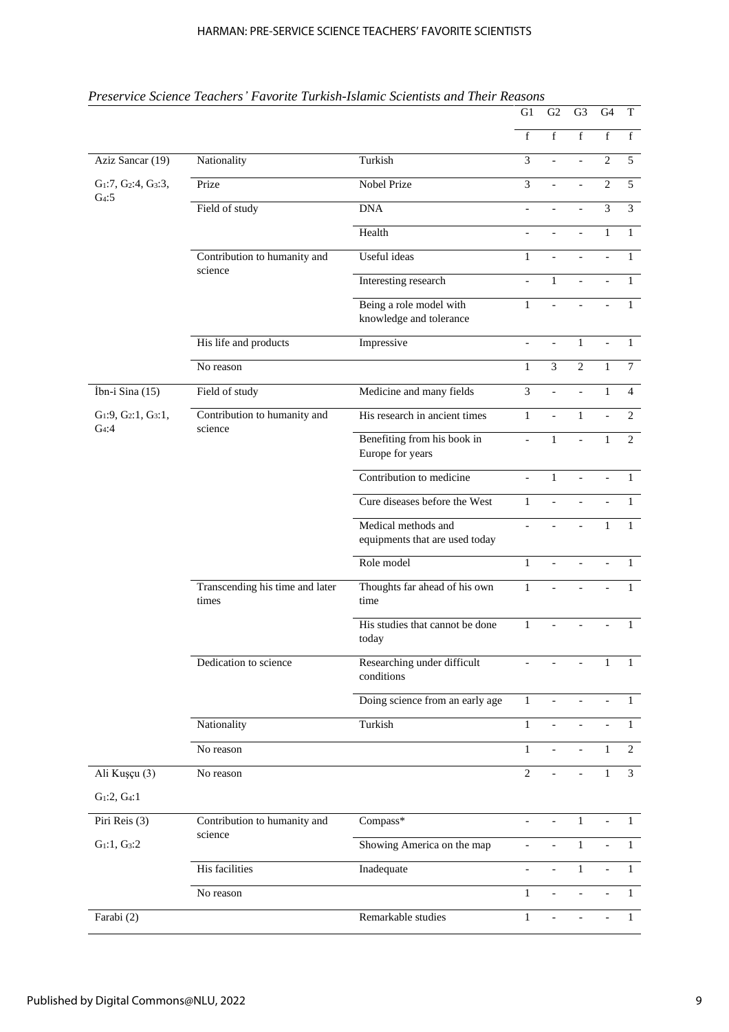*Preservice Science Teachers' Favorite Turkish-Islamic Scientists and Their Reasons*

| | | | G1 | G2 | G3 | G4 | T |
|---|---|---|---|---|---|---|---|
| | | | f | f | f | f | f |
| Aziz Sancar (19) | Nationality | Turkish | 3 | - | - | 2 | 5 |
| $G_1$:7, $G_2$:4, $G_3$:3, $G_4$:5 | Prize | Nobel Prize | 3 | - | - | 2 | 5 |
| | Field of study | DNA | - | - | - | 3 | 3 |
| | | Health | - | - | - | 1 | 1 |
| | Contribution to humanity and science | Useful ideas | 1 | - | - | - | 1 |
| | | Interesting research | - | 1 | - | - | 1 |
| | | Being a role model with knowledge and tolerance | 1 | - | - | - | 1 |
| | His life and products | Impressive | - | - | 1 | - | 1 |
| | No reason | | 1 | 3 | 2 | 1 | 7 |
| İbn-i Sina (15) | Field of study | Medicine and many fields | 3 | - | - | 1 | 4 |
| $G_1$:9, $G_2$:1, $G_3$:1, $G_4$:4 | Contribution to humanity and science | His research in ancient times | 1 | - | 1 | - | 2 |
| | | Benefiting from his book in Europe for years | - | 1 | - | 1 | 2 |
| | | Contribution to medicine | - | 1 | - | - | 1 |
| | | Cure diseases before the West | 1 | - | - | - | 1 |
| | | Medical methods and equipments that are used today | - | - | - | 1 | 1 |
| | | Role model | 1 | - | - | - | 1 |
| | Transcending his time and later times | Thoughts far ahead of his own time | 1 | - | - | - | 1 |
| | | His studies that cannot be done today | 1 | - | - | - | 1 |
| | Dedication to science | Researching under difficult conditions | - | - | - | 1 | 1 |
| | | Doing science from an early age | 1 | - | - | - | 1 |
| | Nationality | Turkish | 1 | - | - | - | 1 |
| | No reason | | 1 | - | - | 1 | 2 |
| Ali Kuşçu (3) | No reason | | 2 | - | - | 1 | 3 |
| $G_1$:2, $G_4$:1 | | | | | | | |
| Piri Reis (3) | Contribution to humanity and science | Compass* | - | - | 1 | - | 1 |
| $G_1$:1, $G_3$:2 | | Showing America on the map | - | - | 1 | - | 1 |
| | His facilities | Inadequate | - | - | 1 | - | 1 |
| | No reason | | 1 | - | - | - | 1 |
| Farabi (2) | | Remarkable studies | 1 | - | - | - | 1 |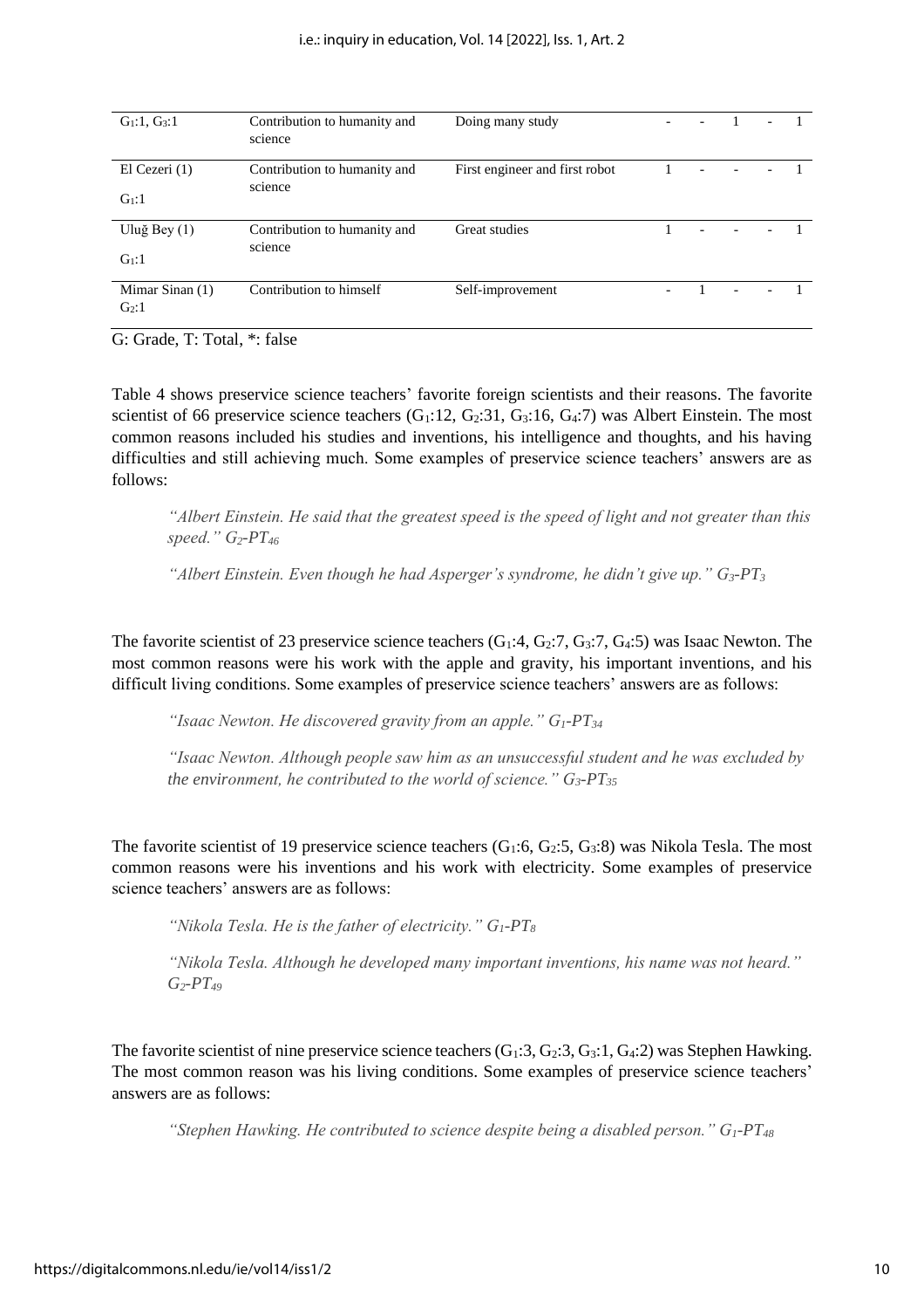| | | | | | | | |
|---|---|---|---|---|---|---|---|
| $G_1$:1, $G_3$:1 | Contribution to humanity and science | Doing many study | - | - | 1 | - | 1 |
| El Cezeri (1) $G_1$:1 | Contribution to humanity and science | First engineer and first robot | 1 | - | - | - | 1 |
| Uluğ Bey (1) $G_1$:1 | Contribution to humanity and science | Great studies | 1 | - | - | - | 1 |
| Mimar Sinan (1) $G_2$:1 | Contribution to himself | Self-improvement | - | 1 | - | - | 1 |

G: Grade, T: Total, *: false

Table 4 shows preservice science teachers' favorite foreign scientists and their reasons. The favorite scientist of 66 preservice science teachers ($G_1$:12, $G_2$:31, $G_3$:16, $G_4$:7) was Albert Einstein. The most common reasons included his studies and inventions, his intelligence and thoughts, and his having difficulties and still achieving much. Some examples of preservice science teachers' answers are as follows:

> *"Albert Einstein. He said that the greatest speed is the speed of light and not greater than this speed."* $G_2$-$PT_{46}$

> *"Albert Einstein. Even though he had Asperger's syndrome, he didn't give up."* $G_3$-$PT_3$

The favorite scientist of 23 preservice science teachers ($G_1$:4, $G_2$:7, $G_3$:7, $G_4$:5) was Isaac Newton. The most common reasons were his work with the apple and gravity, his important inventions, and his difficult living conditions. Some examples of preservice science teachers' answers are as follows:

> *"Isaac Newton. He discovered gravity from an apple."* $G_1$-$PT_{34}$

> *"Isaac Newton. Although people saw him as an unsuccessful student and he was excluded by the environment, he contributed to the world of science."* $G_3$-$PT_{35}$

The favorite scientist of 19 preservice science teachers ($G_1$:6, $G_2$:5, $G_3$:8) was Nikola Tesla. The most common reasons were his inventions and his work with electricity. Some examples of preservice science teachers' answers are as follows:

> *"Nikola Tesla. He is the father of electricity."* $G_1$-$PT_8$

> *"Nikola Tesla. Although he developed many important inventions, his name was not heard."* $G_2$-$PT_{49}$

The favorite scientist of nine preservice science teachers ($G_1$:3, $G_2$:3, $G_3$:1, $G_4$:2) was Stephen Hawking. The most common reason was his living conditions. Some examples of preservice science teachers' answers are as follows:

> *"Stephen Hawking. He contributed to science despite being a disabled person."* $G_1$-$PT_{48}$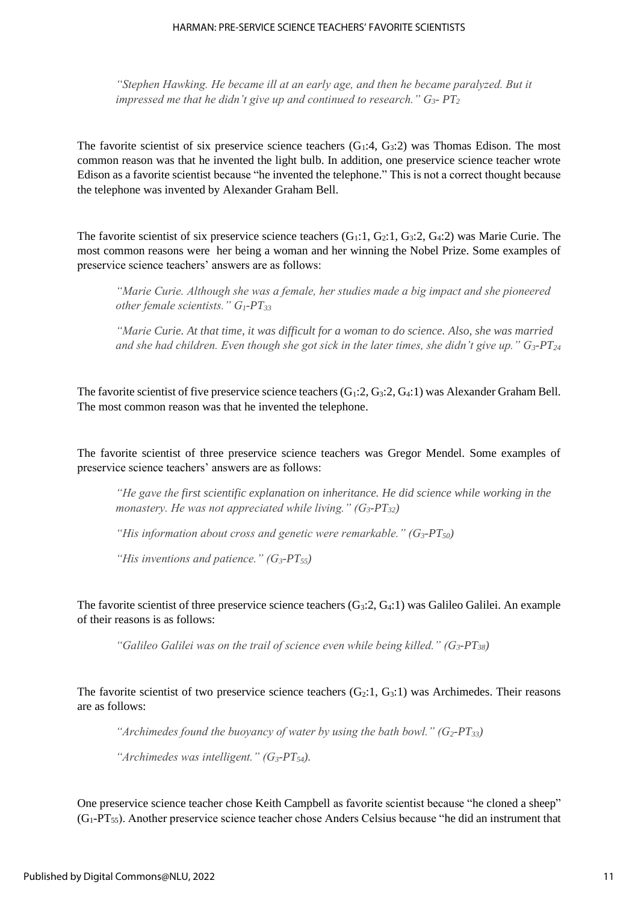> *"Stephen Hawking. He became ill at an early age, and then he became paralyzed. But it impressed me that he didn't give up and continued to research." $G_3$- $PT_2$*

The favorite scientist of six preservice science teachers ($G_1$:4, $G_3$:2) was Thomas Edison. The most common reason was that he invented the light bulb. In addition, one preservice science teacher wrote Edison as a favorite scientist because "he invented the telephone." This is not a correct thought because the telephone was invented by Alexander Graham Bell.

The favorite scientist of six preservice science teachers ($G_1$:1, $G_2$:1, $G_3$:2, $G_4$:2) was Marie Curie. The most common reasons were her being a woman and her winning the Nobel Prize. Some examples of preservice science teachers' answers are as follows:

> *"Marie Curie. Although she was a female, her studies made a big impact and she pioneered other female scientists." $G_1$-$PT_{33}$*
>
> *"Marie Curie. At that time, it was difficult for a woman to do science. Also, she was married and she had children. Even though she got sick in the later times, she didn't give up." $G_3$-$PT_{24}$*

The favorite scientist of five preservice science teachers ($G_1$:2, $G_3$:2, $G_4$:1) was Alexander Graham Bell. The most common reason was that he invented the telephone.

The favorite scientist of three preservice science teachers was Gregor Mendel. Some examples of preservice science teachers' answers are as follows:

> *"He gave the first scientific explanation on inheritance. He did science while working in the monastery. He was not appreciated while living." ($G_3$-$PT_{32}$)*
>
> *"His information about cross and genetic were remarkable." ($G_3$-$PT_{50}$)*
>
> *"His inventions and patience." ($G_3$-$PT_{55}$)*

The favorite scientist of three preservice science teachers ($G_3$:2, $G_4$:1) was Galileo Galilei. An example of their reasons is as follows:

> *"Galileo Galilei was on the trail of science even while being killed." ($G_3$-$PT_{38}$)*

The favorite scientist of two preservice science teachers ($G_2$:1, $G_3$:1) was Archimedes. Their reasons are as follows:

> *"Archimedes found the buoyancy of water by using the bath bowl." ($G_2$-$PT_{33}$)*
>
> *"Archimedes was intelligent." ($G_3$-$PT_{54}$).*

One preservice science teacher chose Keith Campbell as favorite scientist because "he cloned a sheep" ($G_1$-$PT_{55}$). Another preservice science teacher chose Anders Celsius because "he did an instrument that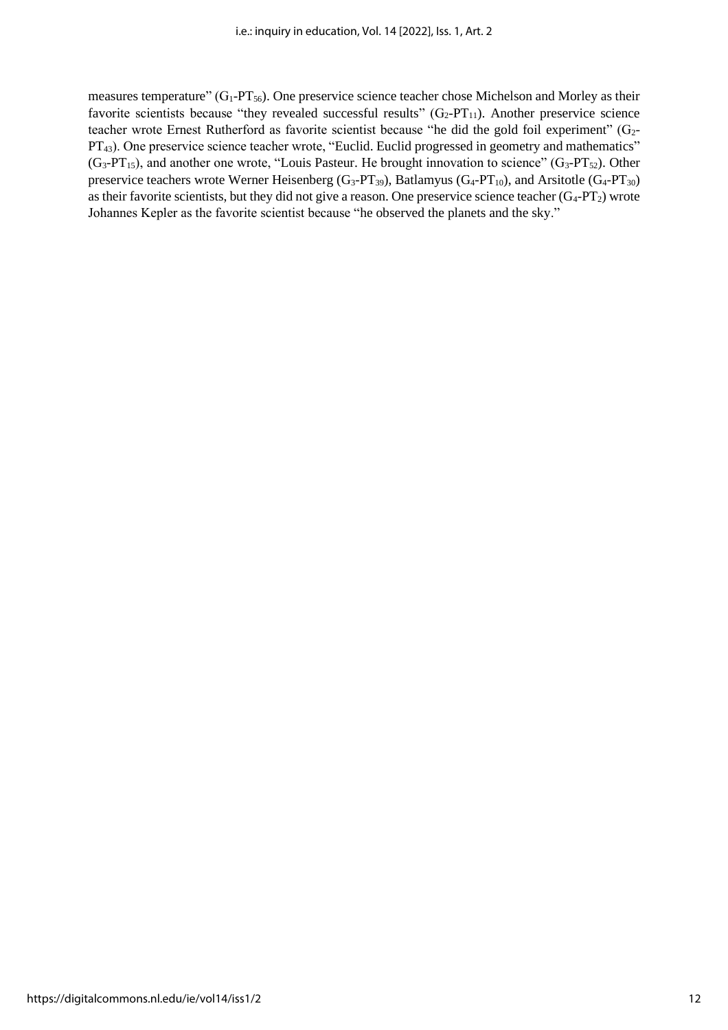measures temperature" ($G_1$-$PT_{56}$). One preservice science teacher chose Michelson and Morley as their favorite scientists because "they revealed successful results" ($G_2$-$PT_{11}$). Another preservice science teacher wrote Ernest Rutherford as favorite scientist because "he did the gold foil experiment" ($G_2$-$PT_{43}$). One preservice science teacher wrote, "Euclid. Euclid progressed in geometry and mathematics" ($G_3$-$PT_{15}$), and another one wrote, "Louis Pasteur. He brought innovation to science" ($G_3$-$PT_{52}$). Other preservice teachers wrote Werner Heisenberg ($G_3$-$PT_{39}$), Batlamyus ($G_4$-$PT_{10}$), and Arsitotle ($G_4$-$PT_{30}$) as their favorite scientists, but they did not give a reason. One preservice science teacher ($G_4$-$PT_2$) wrote Johannes Kepler as the favorite scientist because "he observed the planets and the sky."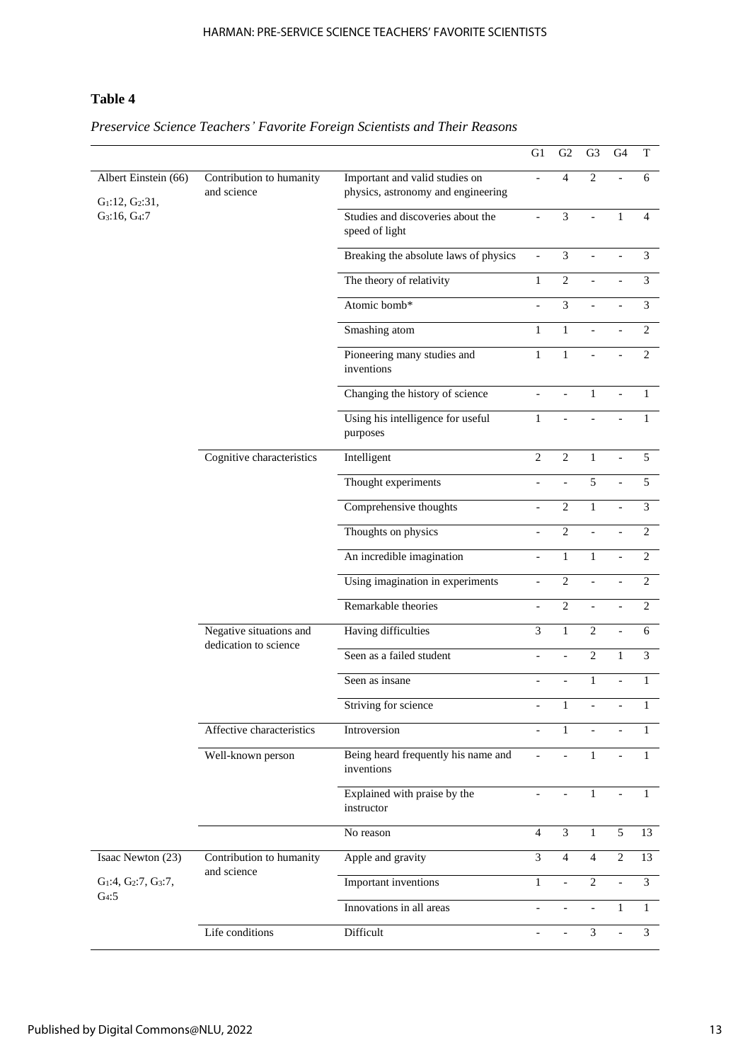**Table 4**

*Preservice Science Teachers' Favorite Foreign Scientists and Their Reasons*

| | | | G1 | G2 | G3 | G4 | T |
|---|---|---|---|---|---|---|---|
| Albert Einstein (66) $G_1$:12, $G_2$:31, $G_3$:16, $G_4$:7 | Contribution to humanity and science | Important and valid studies on physics, astronomy and engineering | - | 4 | 2 | - | 6 |
| | | Studies and discoveries about the speed of light | - | 3 | - | 1 | 4 |
| | | Breaking the absolute laws of physics | - | 3 | - | - | 3 |
| | | The theory of relativity | 1 | 2 | - | - | 3 |
| | | Atomic bomb* | - | 3 | - | - | 3 |
| | | Smashing atom | 1 | 1 | - | - | 2 |
| | | Pioneering many studies and inventions | 1 | 1 | - | - | 2 |
| | | Changing the history of science | - | - | 1 | - | 1 |
| | | Using his intelligence for useful purposes | 1 | - | - | - | 1 |
| | Cognitive characteristics | Intelligent | 2 | 2 | 1 | - | 5 |
| | | Thought experiments | - | - | 5 | - | 5 |
| | | Comprehensive thoughts | - | 2 | 1 | - | 3 |
| | | Thoughts on physics | - | 2 | - | - | 2 |
| | | An incredible imagination | - | 1 | 1 | - | 2 |
| | | Using imagination in experiments | - | 2 | - | - | 2 |
| | | Remarkable theories | - | 2 | - | - | 2 |
| | Negative situations and dedication to science | Having difficulties | 3 | 1 | 2 | - | 6 |
| | | Seen as a failed student | - | - | 2 | 1 | 3 |
| | | Seen as insane | - | - | 1 | - | 1 |
| | | Striving for science | - | 1 | - | - | 1 |
| | Affective characteristics | Introversion | - | 1 | - | - | 1 |
| | Well-known person | Being heard frequently his name and inventions | - | - | 1 | - | 1 |
| | | Explained with praise by the instructor | - | - | 1 | - | 1 |
| | | No reason | 4 | 3 | 1 | 5 | 13 |
| Isaac Newton (23) $G_1$:4, $G_2$:7, $G_3$:7, $G_4$:5 | Contribution to humanity and science | Apple and gravity | 3 | 4 | 4 | 2 | 13 |
| | | Important inventions | 1 | - | 2 | - | 3 |
| | | Innovations in all areas | - | - | - | 1 | 1 |
| | Life conditions | Difficult | - | - | 3 | - | 3 |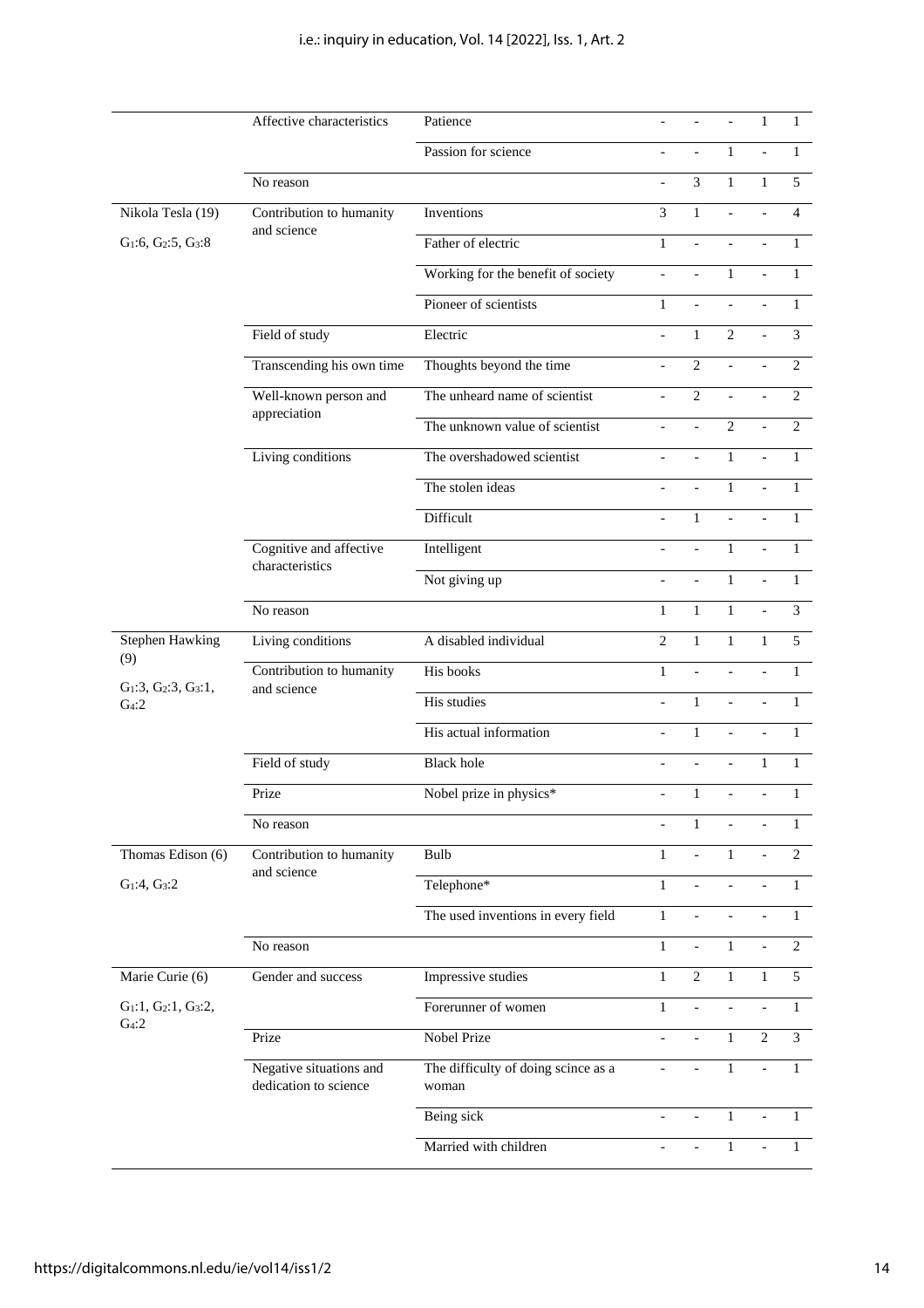| | | | | | | | |
|---|---|---|---|---|---|---|---|
| | Affective characteristics | Patience | - | - | - | 1 | 1 |
| | | Passion for science | - | - | 1 | - | 1 |
| | No reason | | - | 3 | 1 | 1 | 5 |
| Nikola Tesla (19) $G_1$:6, $G_2$:5, $G_3$:8 | Contribution to humanity and science | Inventions | 3 | 1 | - | - | 4 |
| | | Father of electric | 1 | - | - | - | 1 |
| | | Working for the benefit of society | - | - | 1 | - | 1 |
| | | Pioneer of scientists | 1 | - | - | - | 1 |
| | Field of study | Electric | - | 1 | 2 | - | 3 |
| | Transcending his own time | Thoughts beyond the time | - | 2 | - | - | 2 |
| | Well-known person and appreciation | The unheard name of scientist | - | 2 | - | - | 2 |
| | | The unknown value of scientist | - | - | 2 | - | 2 |
| | Living conditions | The overshadowed scientist | - | - | 1 | - | 1 |
| | | The stolen ideas | - | - | 1 | - | 1 |
| | | Difficult | - | 1 | - | - | 1 |
| | Cognitive and affective characteristics | Intelligent | - | - | 1 | - | 1 |
| | | Not giving up | - | - | 1 | - | 1 |
| | No reason | | 1 | 1 | 1 | - | 3 |
| Stephen Hawking (9) $G_1$:3, $G_2$:3, $G_3$:1, $G_4$:2 | Living conditions | A disabled individual | 2 | 1 | 1 | 1 | 5 |
| | Contribution to humanity and science | His books | 1 | - | - | - | 1 |
| | | His studies | - | 1 | - | - | 1 |
| | | His actual information | - | 1 | - | - | 1 |
| | Field of study | Black hole | - | - | - | 1 | 1 |
| | Prize | Nobel prize in physics* | - | 1 | - | - | 1 |
| | No reason | | - | 1 | - | - | 1 |
| Thomas Edison (6) $G_1$:4, $G_3$:2 | Contribution to humanity and science | Bulb | 1 | - | 1 | - | 2 |
| | | Telephone* | 1 | - | - | - | 1 |
| | | The used inventions in every field | 1 | - | - | - | 1 |
| | No reason | | 1 | - | 1 | - | 2 |
| Marie Curie (6) $G_1$:1, $G_2$:1, $G_3$:2, $G_4$:2 | Gender and success | Impressive studies | 1 | 2 | 1 | 1 | 5 |
| | | Forerunner of women | 1 | - | - | - | 1 |
| | Prize | Nobel Prize | - | - | 1 | 2 | 3 |
| | Negative situations and dedication to science | The difficulty of doing scince as a woman | - | - | 1 | - | 1 |
| | | Being sick | - | - | 1 | - | 1 |
| | | Married with children | - | - | 1 | - | 1 |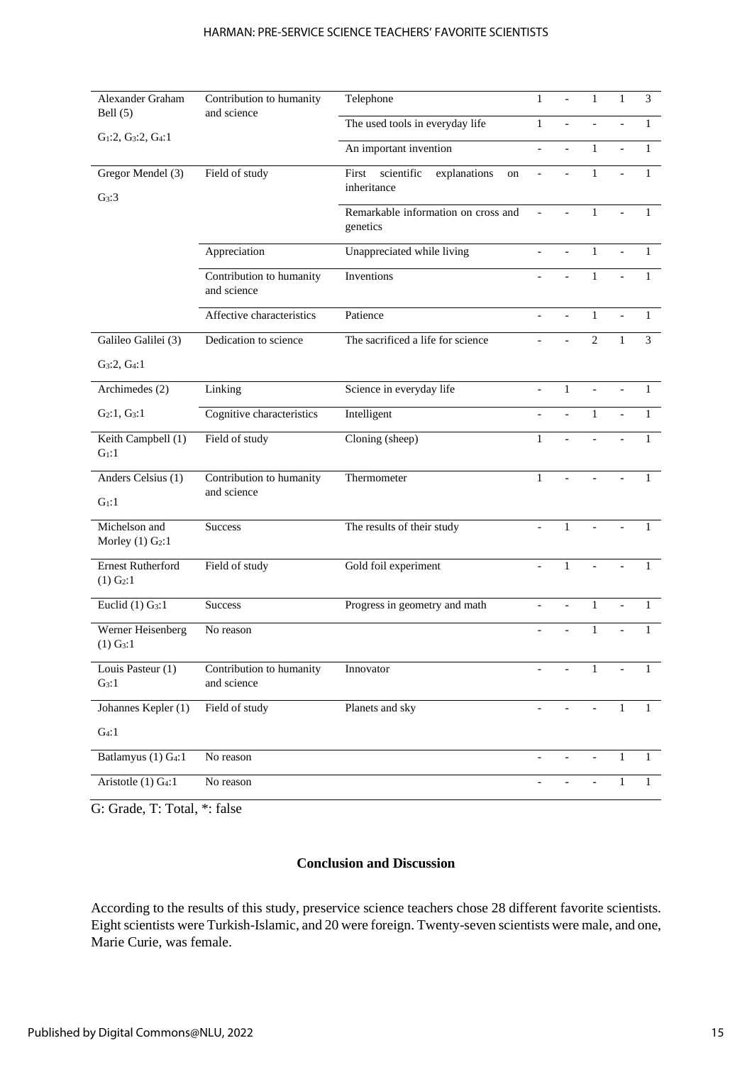| | | | | | | | |
|---|---|---|---|---|---|---|---|
| Alexander Graham Bell (5) $G_1$:2, $G_3$:2, $G_4$:1 | Contribution to humanity and science | Telephone | 1 | - | 1 | 1 | 3 |
| | | The used tools in everyday life | 1 | - | - | - | 1 |
| | | An important invention | - | - | 1 | - | 1 |
| Gregor Mendel (3) $G_3$:3 | Field of study | First scientific explanations on inheritance | - | - | 1 | - | 1 |
| | | Remarkable information on cross and genetics | - | - | 1 | - | 1 |
| | Appreciation | Unappreciated while living | - | - | 1 | - | 1 |
| | Contribution to humanity and science | Inventions | - | - | 1 | - | 1 |
| | Affective characteristics | Patience | - | - | 1 | - | 1 |
| Galileo Galilei (3) $G_3$:2, $G_4$:1 | Dedication to science | The sacrificed a life for science | - | - | 2 | 1 | 3 |
| Archimedes (2) $G_2$:1, $G_3$:1 | Linking | Science in everyday life | - | 1 | - | - | 1 |
| | Cognitive characteristics | Intelligent | - | - | 1 | - | 1 |
| Keith Campbell (1) $G_1$:1 | Field of study | Cloning (sheep) | 1 | - | - | - | 1 |
| Anders Celsius (1) $G_1$:1 | Contribution to humanity and science | Thermometer | 1 | - | - | - | 1 |
| Michelson and Morley (1) $G_2$:1 | Success | The results of their study | - | 1 | - | - | 1 |
| Ernest Rutherford (1) $G_2$:1 | Field of study | Gold foil experiment | - | 1 | - | - | 1 |
| Euclid (1) $G_3$:1 | Success | Progress in geometry and math | - | - | 1 | - | 1 |
| Werner Heisenberg (1) $G_3$:1 | No reason | | - | - | 1 | - | 1 |
| Louis Pasteur (1) $G_3$:1 | Contribution to humanity and science | Innovator | - | - | 1 | - | 1 |
| Johannes Kepler (1) $G_4$:1 | Field of study | Planets and sky | - | - | - | 1 | 1 |
| Batlamyus (1) $G_4$:1 | No reason | | - | - | - | 1 | 1 |
| Aristotle (1) $G_4$:1 | No reason | | - | - | - | 1 | 1 |

G: Grade, T: Total, *: false

## Conclusion and Discussion

According to the results of this study, preservice science teachers chose 28 different favorite scientists. Eight scientists were Turkish-Islamic, and 20 were foreign. Twenty-seven scientists were male, and one, Marie Curie, was female.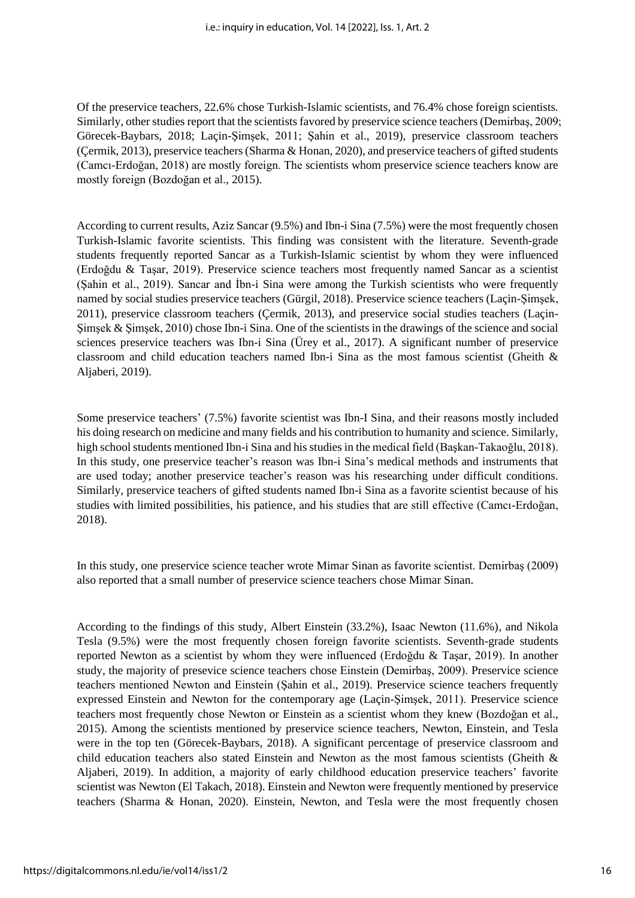Of the preservice teachers, 22.6% chose Turkish-Islamic scientists, and 76.4% chose foreign scientists. Similarly, other studies report that the scientists favored by preservice science teachers (Demirbaş, 2009; Görecek-Baybars, 2018; Laçin-Şimşek, 2011; Şahin et al., 2019), preservice classroom teachers (Çermik, 2013), preservice teachers (Sharma & Honan, 2020), and preservice teachers of gifted students (Camcı-Erdoğan, 2018) are mostly foreign. The scientists whom preservice science teachers know are mostly foreign (Bozdoğan et al., 2015).

According to current results, Aziz Sancar (9.5%) and Ibn-i Sina (7.5%) were the most frequently chosen Turkish-Islamic favorite scientists. This finding was consistent with the literature. Seventh-grade students frequently reported Sancar as a Turkish-Islamic scientist by whom they were influenced (Erdoğdu & Taşar, 2019). Preservice science teachers most frequently named Sancar as a scientist (Şahin et al., 2019). Sancar and İbn-i Sina were among the Turkish scientists who were frequently named by social studies preservice teachers (Gürgil, 2018). Preservice science teachers (Laçin-Şimşek, 2011), preservice classroom teachers (Çermik, 2013), and preservice social studies teachers (Laçin-Şimşek & Şimşek, 2010) chose Ibn-i Sina. One of the scientists in the drawings of the science and social sciences preservice teachers was Ibn-i Sina (Ürey et al., 2017). A significant number of preservice classroom and child education teachers named Ibn-i Sina as the most famous scientist (Gheith & Aljaberi, 2019).

Some preservice teachers' (7.5%) favorite scientist was Ibn-I Sina, and their reasons mostly included his doing research on medicine and many fields and his contribution to humanity and science. Similarly, high school students mentioned Ibn-i Sina and his studies in the medical field (Başkan-Takaoğlu, 2018). In this study, one preservice teacher's reason was Ibn-i Sina's medical methods and instruments that are used today; another preservice teacher's reason was his researching under difficult conditions. Similarly, preservice teachers of gifted students named Ibn-i Sina as a favorite scientist because of his studies with limited possibilities, his patience, and his studies that are still effective (Camcı-Erdoğan, 2018).

In this study, one preservice science teacher wrote Mimar Sinan as favorite scientist. Demirbaş (2009) also reported that a small number of preservice science teachers chose Mimar Sinan.

According to the findings of this study, Albert Einstein (33.2%), Isaac Newton (11.6%), and Nikola Tesla (9.5%) were the most frequently chosen foreign favorite scientists. Seventh-grade students reported Newton as a scientist by whom they were influenced (Erdoğdu & Taşar, 2019). In another study, the majority of presevice science teachers chose Einstein (Demirbaş, 2009). Preservice science teachers mentioned Newton and Einstein (Şahin et al., 2019). Preservice science teachers frequently expressed Einstein and Newton for the contemporary age (Laçin-Şimşek, 2011). Preservice science teachers most frequently chose Newton or Einstein as a scientist whom they knew (Bozdoğan et al., 2015). Among the scientists mentioned by preservice science teachers, Newton, Einstein, and Tesla were in the top ten (Görecek-Baybars, 2018). A significant percentage of preservice classroom and child education teachers also stated Einstein and Newton as the most famous scientists (Gheith & Aljaberi, 2019). In addition, a majority of early childhood education preservice teachers' favorite scientist was Newton (El Takach, 2018). Einstein and Newton were frequently mentioned by preservice teachers (Sharma & Honan, 2020). Einstein, Newton, and Tesla were the most frequently chosen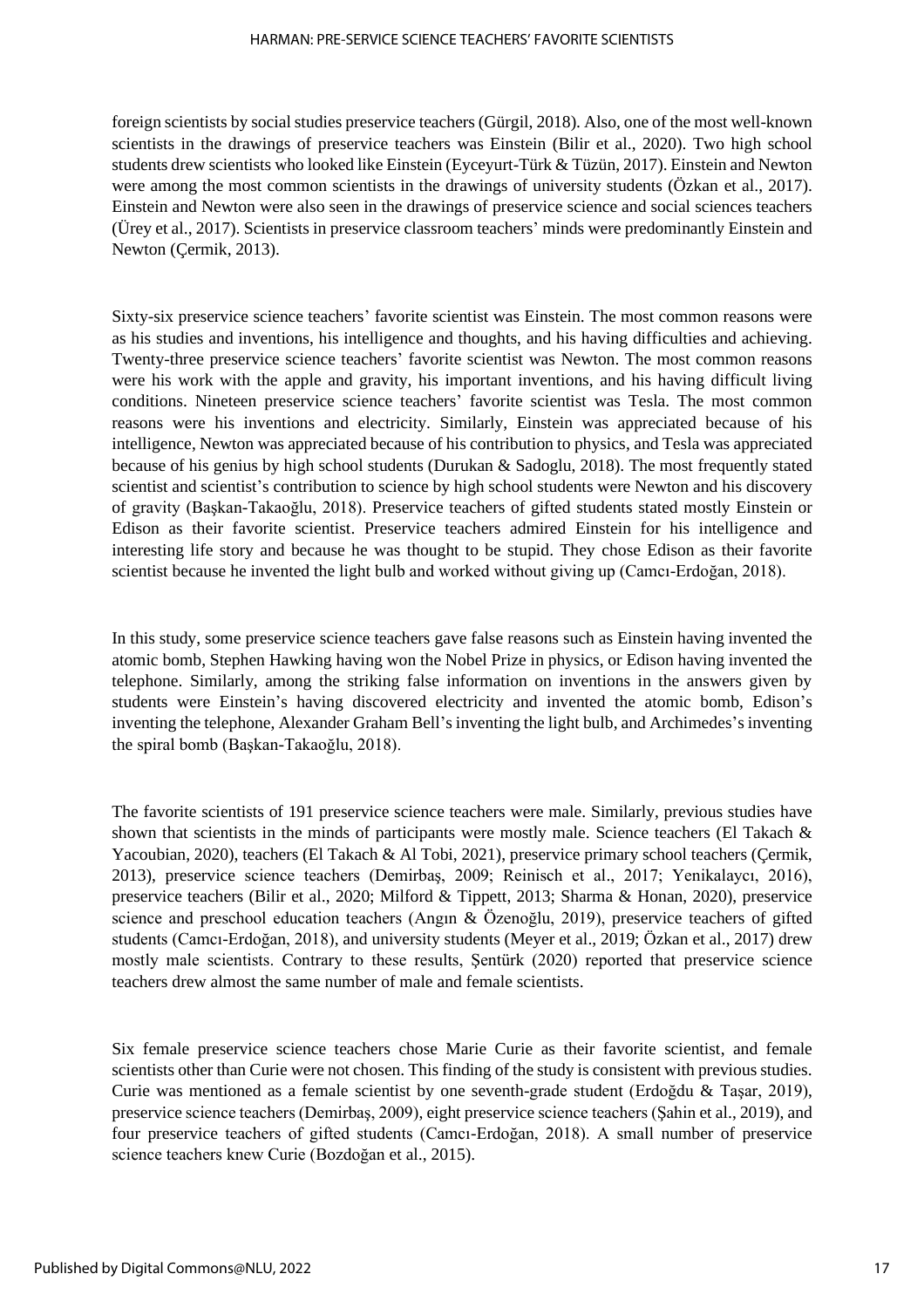foreign scientists by social studies preservice teachers (Gürgil, 2018). Also, one of the most well-known scientists in the drawings of preservice teachers was Einstein (Bilir et al., 2020). Two high school students drew scientists who looked like Einstein (Eyceyurt-Türk & Tüzün, 2017). Einstein and Newton were among the most common scientists in the drawings of university students (Özkan et al., 2017). Einstein and Newton were also seen in the drawings of preservice science and social sciences teachers (Ürey et al., 2017). Scientists in preservice classroom teachers' minds were predominantly Einstein and Newton (Çermik, 2013).

Sixty-six preservice science teachers' favorite scientist was Einstein. The most common reasons were as his studies and inventions, his intelligence and thoughts, and his having difficulties and achieving. Twenty-three preservice science teachers' favorite scientist was Newton. The most common reasons were his work with the apple and gravity, his important inventions, and his having difficult living conditions. Nineteen preservice science teachers' favorite scientist was Tesla. The most common reasons were his inventions and electricity. Similarly, Einstein was appreciated because of his intelligence, Newton was appreciated because of his contribution to physics, and Tesla was appreciated because of his genius by high school students (Durukan & Sadoglu, 2018). The most frequently stated scientist and scientist's contribution to science by high school students were Newton and his discovery of gravity (Başkan-Takaoğlu, 2018). Preservice teachers of gifted students stated mostly Einstein or Edison as their favorite scientist. Preservice teachers admired Einstein for his intelligence and interesting life story and because he was thought to be stupid. They chose Edison as their favorite scientist because he invented the light bulb and worked without giving up (Camcı-Erdoğan, 2018).

In this study, some preservice science teachers gave false reasons such as Einstein having invented the atomic bomb, Stephen Hawking having won the Nobel Prize in physics, or Edison having invented the telephone. Similarly, among the striking false information on inventions in the answers given by students were Einstein's having discovered electricity and invented the atomic bomb, Edison's inventing the telephone, Alexander Graham Bell's inventing the light bulb, and Archimedes's inventing the spiral bomb (Başkan-Takaoğlu, 2018).

The favorite scientists of 191 preservice science teachers were male. Similarly, previous studies have shown that scientists in the minds of participants were mostly male. Science teachers (El Takach & Yacoubian, 2020), teachers (El Takach & Al Tobi, 2021), preservice primary school teachers (Çermik, 2013), preservice science teachers (Demirbaş, 2009; Reinisch et al., 2017; Yenikalaycı, 2016), preservice teachers (Bilir et al., 2020; Milford & Tippett, 2013; Sharma & Honan, 2020), preservice science and preschool education teachers (Angın & Özenoğlu, 2019), preservice teachers of gifted students (Camcı-Erdoğan, 2018), and university students (Meyer et al., 2019; Özkan et al., 2017) drew mostly male scientists. Contrary to these results, Şentürk (2020) reported that preservice science teachers drew almost the same number of male and female scientists.

Six female preservice science teachers chose Marie Curie as their favorite scientist, and female scientists other than Curie were not chosen. This finding of the study is consistent with previous studies. Curie was mentioned as a female scientist by one seventh-grade student (Erdoğdu & Taşar, 2019), preservice science teachers (Demirbaş, 2009), eight preservice science teachers (Şahin et al., 2019), and four preservice teachers of gifted students (Camcı-Erdoğan, 2018). A small number of preservice science teachers knew Curie (Bozdoğan et al., 2015).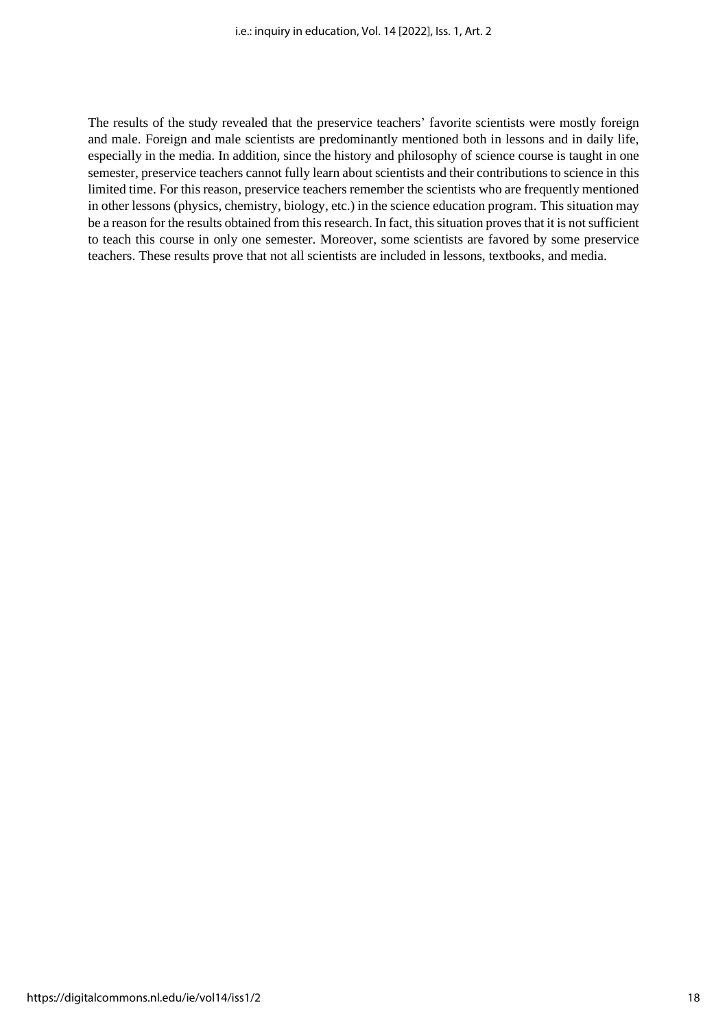The results of the study revealed that the preservice teachers' favorite scientists were mostly foreign and male. Foreign and male scientists are predominantly mentioned both in lessons and in daily life, especially in the media. In addition, since the history and philosophy of science course is taught in one semester, preservice teachers cannot fully learn about scientists and their contributions to science in this limited time. For this reason, preservice teachers remember the scientists who are frequently mentioned in other lessons (physics, chemistry, biology, etc.) in the science education program. This situation may be a reason for the results obtained from this research. In fact, this situation proves that it is not sufficient to teach this course in only one semester. Moreover, some scientists are favored by some preservice teachers. These results prove that not all scientists are included in lessons, textbooks, and media.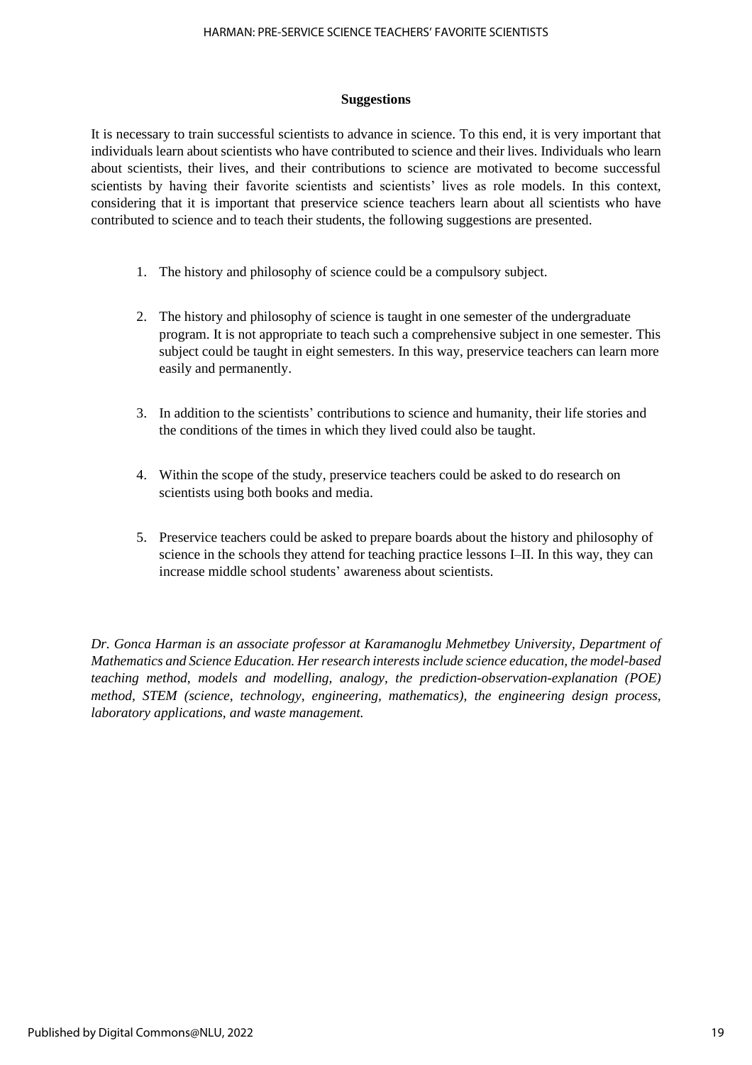## Suggestions

It is necessary to train successful scientists to advance in science. To this end, it is very important that individuals learn about scientists who have contributed to science and their lives. Individuals who learn about scientists, their lives, and their contributions to science are motivated to become successful scientists by having their favorite scientists and scientists' lives as role models. In this context, considering that it is important that preservice science teachers learn about all scientists who have contributed to science and to teach their students, the following suggestions are presented.

1. The history and philosophy of science could be a compulsory subject.
2. The history and philosophy of science is taught in one semester of the undergraduate program. It is not appropriate to teach such a comprehensive subject in one semester. This subject could be taught in eight semesters. In this way, preservice teachers can learn more easily and permanently.
3. In addition to the scientists' contributions to science and humanity, their life stories and the conditions of the times in which they lived could also be taught.
4. Within the scope of the study, preservice teachers could be asked to do research on scientists using both books and media.
5. Preservice teachers could be asked to prepare boards about the history and philosophy of science in the schools they attend for teaching practice lessons I–II. In this way, they can increase middle school students' awareness about scientists.

*Dr. Gonca Harman is an associate professor at Karamanoglu Mehmetbey University, Department of Mathematics and Science Education. Her research interests include science education, the model-based teaching method, models and modelling, analogy, the prediction-observation-explanation (POE) method, STEM (science, technology, engineering, mathematics), the engineering design process, laboratory applications, and waste management.*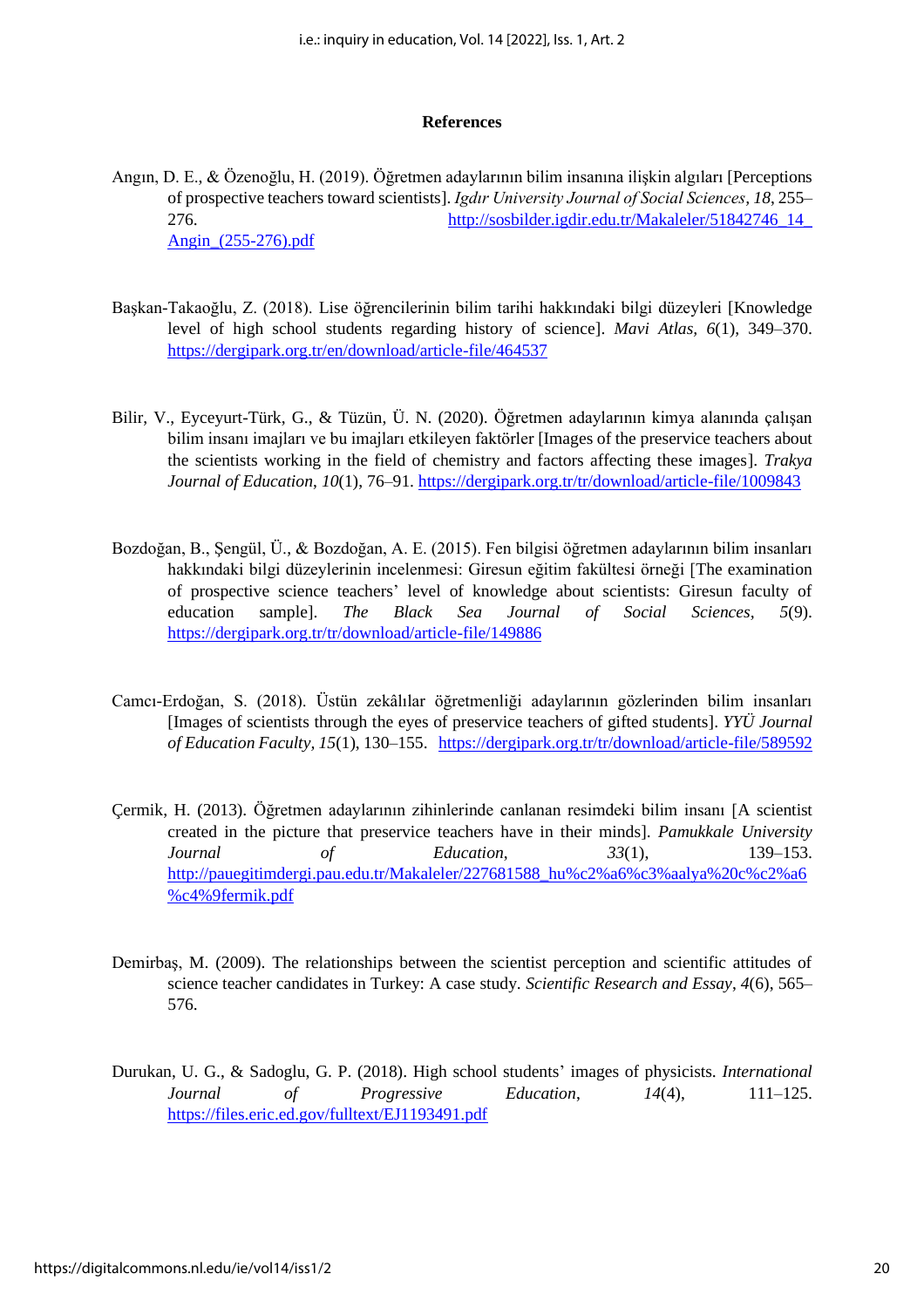**References**

Angın, D. E., & Özenoğlu, H. (2019). Öğretmen adaylarının bilim insanına ilişkin algıları [Perceptions of prospective teachers toward scientists]. *Igdır University Journal of Social Sciences*, *18*, 255–276. http://sosbilder.igdir.edu.tr/Makaleler/51842746_14_Angin_(255-276).pdf

Başkan-Takaoğlu, Z. (2018). Lise öğrencilerinin bilim tarihi hakkındaki bilgi düzeyleri [Knowledge level of high school students regarding history of science]. *Mavi Atlas, 6*(1), 349–370. https://dergipark.org.tr/en/download/article-file/464537

Bilir, V., Eyceyurt-Türk, G., & Tüzün, Ü. N. (2020). Öğretmen adaylarının kimya alanında çalışan bilim insanı imajları ve bu imajları etkileyen faktörler [Images of the preservice teachers about the scientists working in the field of chemistry and factors affecting these images]. *Trakya Journal of Education*, *10*(1), 76–91. https://dergipark.org.tr/tr/download/article-file/1009843

Bozdoğan, B., Şengül, Ü., & Bozdoğan, A. E. (2015). Fen bilgisi öğretmen adaylarının bilim insanları hakkındaki bilgi düzeylerinin incelenmesi: Giresun eğitim fakültesi örneği [The examination of prospective science teachers' level of knowledge about scientists: Giresun faculty of education sample]. *The Black Sea Journal of Social Sciences*, *5*(9). https://dergipark.org.tr/tr/download/article-file/149886

Camcı-Erdoğan, S. (2018). Üstün zekâlılar öğretmenliği adaylarının gözlerinden bilim insanları [Images of scientists through the eyes of preservice teachers of gifted students]. *YYÜ Journal of Education Faculty, 15*(1), 130–155. https://dergipark.org.tr/tr/download/article-file/589592

Çermik, H. (2013). Öğretmen adaylarının zihinlerinde canlanan resimdeki bilim insanı [A scientist created in the picture that preservice teachers have in their minds]. *Pamukkale University Journal of Education*, *33*(1), 139–153. http://pauegitimdergi.pau.edu.tr/Makaleler/227681588_hu%c2%a6%c3%aalya%20c%c2%a6%c4%9fermik.pdf

Demirbaş, M. (2009). The relationships between the scientist perception and scientific attitudes of science teacher candidates in Turkey: A case study. *Scientific Research and Essay*, *4*(6), 565–576.

Durukan, U. G., & Sadoglu, G. P. (2018). High school students' images of physicists. *International Journal of Progressive Education*, *14*(4), 111–125. https://files.eric.ed.gov/fulltext/EJ1193491.pdf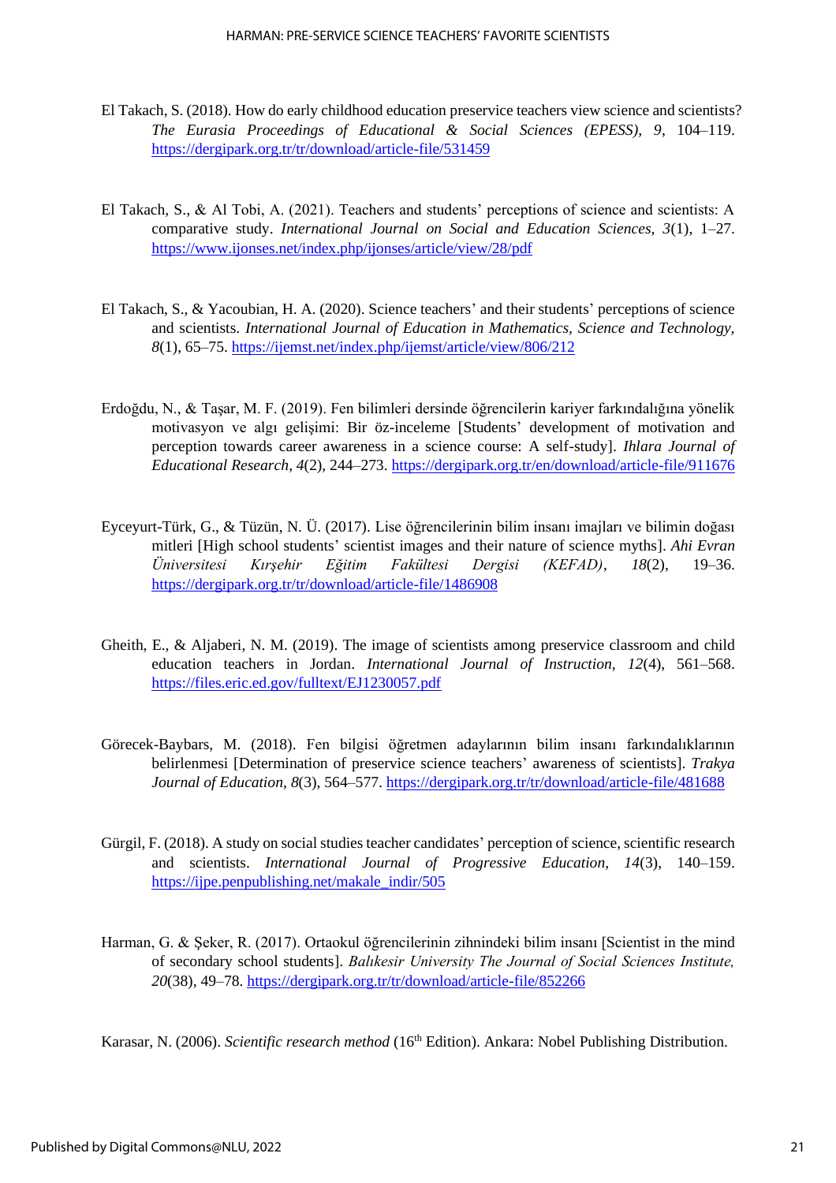El Takach, S. (2018). How do early childhood education preservice teachers view science and scientists? *The Eurasia Proceedings of Educational & Social Sciences (EPESS), 9*, 104–119. https://dergipark.org.tr/tr/download/article-file/531459

El Takach, S., & Al Tobi, A. (2021). Teachers and students' perceptions of science and scientists: A comparative study. *International Journal on Social and Education Sciences, 3*(1), 1–27. https://www.ijonses.net/index.php/ijonses/article/view/28/pdf

El Takach, S., & Yacoubian, H. A. (2020). Science teachers' and their students' perceptions of science and scientists. *International Journal of Education in Mathematics, Science and Technology, 8*(1), 65–75. https://ijemst.net/index.php/ijemst/article/view/806/212

Erdoğdu, N., & Taşar, M. F. (2019). Fen bilimleri dersinde öğrencilerin kariyer farkındalığına yönelik motivasyon ve algı gelişimi: Bir öz-inceleme [Students' development of motivation and perception towards career awareness in a science course: A self-study]. *Ihlara Journal of Educational Research*, *4*(2), 244–273. https://dergipark.org.tr/en/download/article-file/911676

Eyceyurt-Türk, G., & Tüzün, N. Ü. (2017). Lise öğrencilerinin bilim insanı imajları ve bilimin doğası mitleri [High school students' scientist images and their nature of science myths]. *Ahi Evran Üniversitesi Kırşehir Eğitim Fakültesi Dergisi (KEFAD)*, *18*(2), 19–36. https://dergipark.org.tr/tr/download/article-file/1486908

Gheith, E., & Aljaberi, N. M. (2019). The image of scientists among preservice classroom and child education teachers in Jordan. *International Journal of Instruction, 12*(4), 561–568. https://files.eric.ed.gov/fulltext/EJ1230057.pdf

Görecek-Baybars, M. (2018). Fen bilgisi öğretmen adaylarının bilim insanı farkındalıklarının belirlenmesi [Determination of preservice science teachers' awareness of scientists]. *Trakya Journal of Education*, *8*(3), 564–577. https://dergipark.org.tr/tr/download/article-file/481688

Gürgil, F. (2018). A study on social studies teacher candidates' perception of science, scientific research and scientists. *International Journal of Progressive Education, 14*(3), 140–159. https://ijpe.penpublishing.net/makale_indir/505

Harman, G. & Şeker, R. (2017). Ortaokul öğrencilerinin zihnindeki bilim insanı [Scientist in the mind of secondary school students]. *Balıkesir University The Journal of Social Sciences Institute, 20*(38), 49–78. https://dergipark.org.tr/tr/download/article-file/852266

Karasar, N. (2006). *Scientific research method* (16th Edition). Ankara: Nobel Publishing Distribution.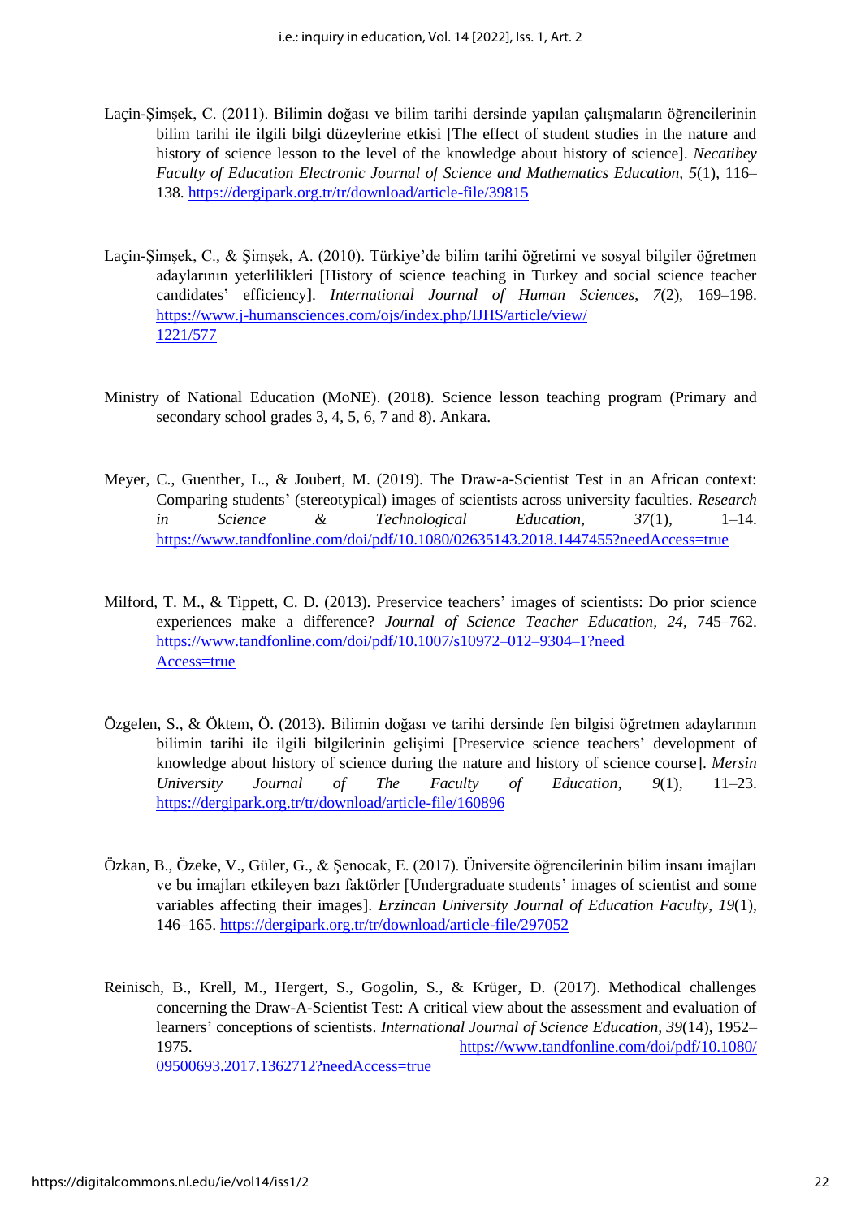Laçin-Şimşek, C. (2011). Bilimin doğası ve bilim tarihi dersinde yapılan çalışmaların öğrencilerinin bilim tarihi ile ilgili bilgi düzeylerine etkisi [The effect of student studies in the nature and history of science lesson to the level of the knowledge about history of science]. *Necatibey Faculty of Education Electronic Journal of Science and Mathematics Education, 5*(1), 116–138. https://dergipark.org.tr/tr/download/article-file/39815

Laçin-Şimşek, C., & Şimşek, A. (2010). Türkiye'de bilim tarihi öğretimi ve sosyal bilgiler öğretmen adaylarının yeterlilikleri [History of science teaching in Turkey and social science teacher candidates' efficiency]. *International Journal of Human Sciences*, *7*(2), 169–198. https://www.j-humansciences.com/ojs/index.php/IJHS/article/view/1221/577

Ministry of National Education (MoNE). (2018). Science lesson teaching program (Primary and secondary school grades 3, 4, 5, 6, 7 and 8). Ankara.

Meyer, C., Guenther, L., & Joubert, M. (2019). The Draw-a-Scientist Test in an African context: Comparing students' (stereotypical) images of scientists across university faculties. *Research in Science & Technological Education*, *37*(1), 1–14. https://www.tandfonline.com/doi/pdf/10.1080/02635143.2018.1447455?needAccess=true

Milford, T. M., & Tippett, C. D. (2013). Preservice teachers' images of scientists: Do prior science experiences make a difference? *Journal of Science Teacher Education*, *24*, 745–762. https://www.tandfonline.com/doi/pdf/10.1007/s10972–012–9304–1?needAccess=true

Özgelen, S., & Öktem, Ö. (2013). Bilimin doğası ve tarihi dersinde fen bilgisi öğretmen adaylarının bilimin tarihi ile ilgili bilgilerinin gelişimi [Preservice science teachers' development of knowledge about history of science during the nature and history of science course]. *Mersin University Journal of The Faculty of Education*, *9*(1), 11–23. https://dergipark.org.tr/tr/download/article-file/160896

Özkan, B., Özeke, V., Güler, G., & Şenocak, E. (2017). Üniversite öğrencilerinin bilim insanı imajları ve bu imajları etkileyen bazı faktörler [Undergraduate students' images of scientist and some variables affecting their images]. *Erzincan University Journal of Education Faculty*, *19*(1), 146–165. https://dergipark.org.tr/tr/download/article-file/297052

Reinisch, B., Krell, M., Hergert, S., Gogolin, S., & Krüger, D. (2017). Methodical challenges concerning the Draw-A-Scientist Test: A critical view about the assessment and evaluation of learners' conceptions of scientists. *International Journal of Science Education, 39*(14), 1952–1975. https://www.tandfonline.com/doi/pdf/10.1080/09500693.2017.1362712?needAccess=true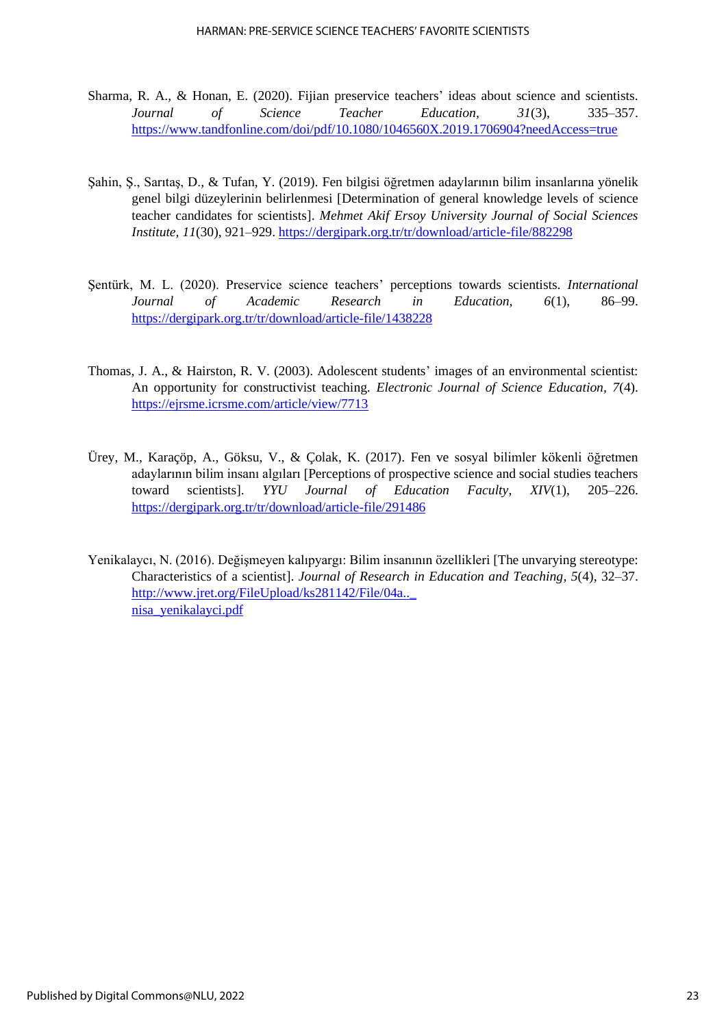Sharma, R. A., & Honan, E. (2020). Fijian preservice teachers' ideas about science and scientists. *Journal of Science Teacher Education, 31*(3), 335–357. https://www.tandfonline.com/doi/pdf/10.1080/1046560X.2019.1706904?needAccess=true

Şahin, Ş., Sarıtaş, D., & Tufan, Y. (2019). Fen bilgisi öğretmen adaylarının bilim insanlarına yönelik genel bilgi düzeylerinin belirlenmesi [Determination of general knowledge levels of science teacher candidates for scientists]. *Mehmet Akif Ersoy University Journal of Social Sciences Institute, 11*(30), 921–929. https://dergipark.org.tr/tr/download/article-file/882298

Şentürk, M. L. (2020). Preservice science teachers' perceptions towards scientists. *International Journal of Academic Research in Education, 6*(1), 86–99. https://dergipark.org.tr/tr/download/article-file/1438228

Thomas, J. A., & Hairston, R. V. (2003). Adolescent students' images of an environmental scientist: An opportunity for constructivist teaching. *Electronic Journal of Science Education, 7*(4). https://ejrsme.icrsme.com/article/view/7713

Ürey, M., Karaçöp, A., Göksu, V., & Çolak, K. (2017). Fen ve sosyal bilimler kökenli öğretmen adaylarının bilim insanı algıları [Perceptions of prospective science and social studies teachers toward scientists]. *YYU Journal of Education Faculty, XIV*(1), 205–226. https://dergipark.org.tr/tr/download/article-file/291486

Yenikalaycı, N. (2016). Değişmeyen kalıpyargı: Bilim insanının özellikleri [The unvarying stereotype: Characteristics of a scientist]. *Journal of Research in Education and Teaching, 5*(4), 32–37. http://www.jret.org/FileUpload/ks281142/File/04a.._nisa_yenikalayci.pdf